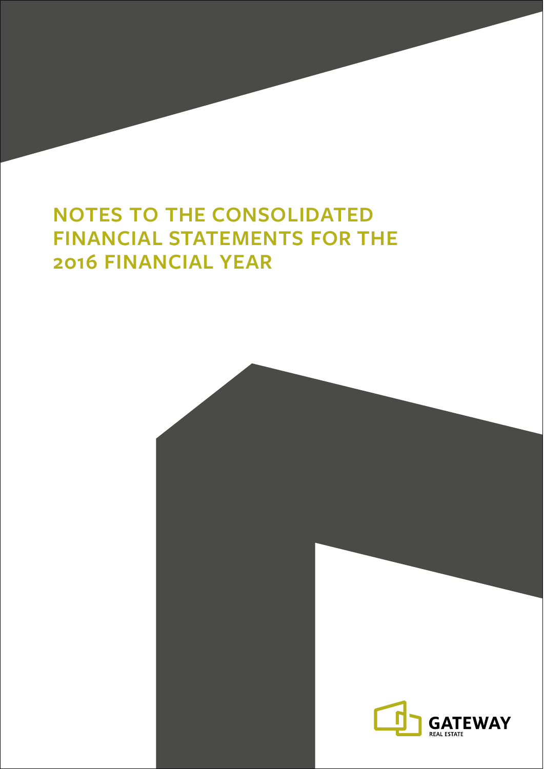# NOTES TO THE CONSOLIDATED FINANCIAL STATEMENTS FOR THE 2016 FINANCIAL YEAR

GATEWAY
REAL ESTATE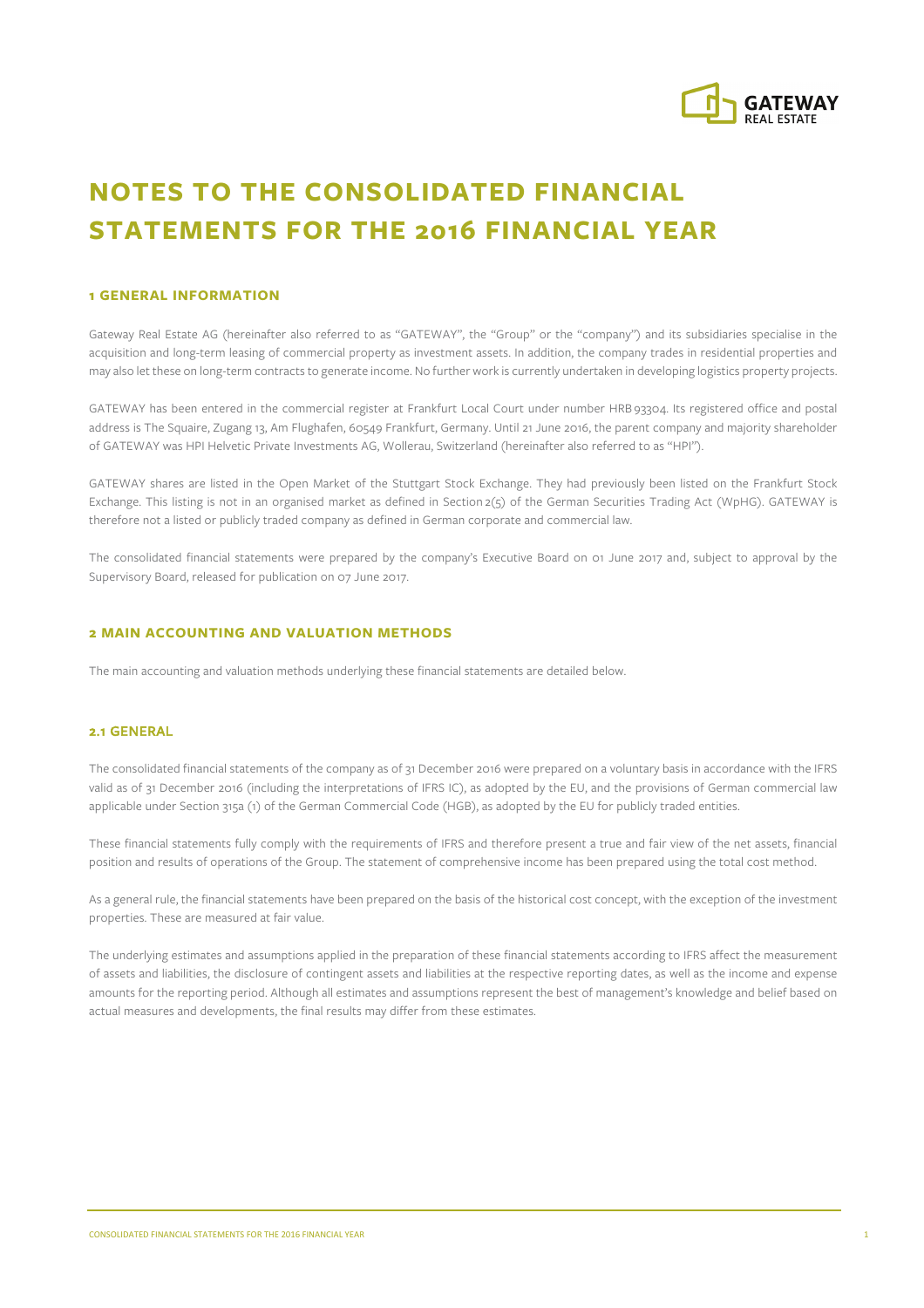# NOTES TO THE CONSOLIDATED FINANCIAL STATEMENTS FOR THE 2016 FINANCIAL YEAR

## 1 GENERAL INFORMATION

Gateway Real Estate AG (hereinafter also referred to as "GATEWAY", the "Group" or the "company") and its subsidiaries specialise in the acquisition and long-term leasing of commercial property as investment assets. In addition, the company trades in residential properties and may also let these on long-term contracts to generate income. No further work is currently undertaken in developing logistics property projects.

GATEWAY has been entered in the commercial register at Frankfurt Local Court under number HRB 93304. Its registered office and postal address is The Squaire, Zugang 13, Am Flughafen, 60549 Frankfurt, Germany. Until 21 June 2016, the parent company and majority shareholder of GATEWAY was HPI Helvetic Private Investments AG, Wollerau, Switzerland (hereinafter also referred to as "HPI").

GATEWAY shares are listed in the Open Market of the Stuttgart Stock Exchange. They had previously been listed on the Frankfurt Stock Exchange. This listing is not in an organised market as defined in Section 2(5) of the German Securities Trading Act (WpHG). GATEWAY is therefore not a listed or publicly traded company as defined in German corporate and commercial law.

The consolidated financial statements were prepared by the company's Executive Board on 01 June 2017 and, subject to approval by the Supervisory Board, released for publication on 07 June 2017.

## 2 MAIN ACCOUNTING AND VALUATION METHODS

The main accounting and valuation methods underlying these financial statements are detailed below.

### 2.1 GENERAL

The consolidated financial statements of the company as of 31 December 2016 were prepared on a voluntary basis in accordance with the IFRS valid as of 31 December 2016 (including the interpretations of IFRS IC), as adopted by the EU, and the provisions of German commercial law applicable under Section 315a (1) of the German Commercial Code (HGB), as adopted by the EU for publicly traded entities.

These financial statements fully comply with the requirements of IFRS and therefore present a true and fair view of the net assets, financial position and results of operations of the Group. The statement of comprehensive income has been prepared using the total cost method.

As a general rule, the financial statements have been prepared on the basis of the historical cost concept, with the exception of the investment properties. These are measured at fair value.

The underlying estimates and assumptions applied in the preparation of these financial statements according to IFRS affect the measurement of assets and liabilities, the disclosure of contingent assets and liabilities at the respective reporting dates, as well as the income and expense amounts for the reporting period. Although all estimates and assumptions represent the best of management's knowledge and belief based on actual measures and developments, the final results may differ from these estimates.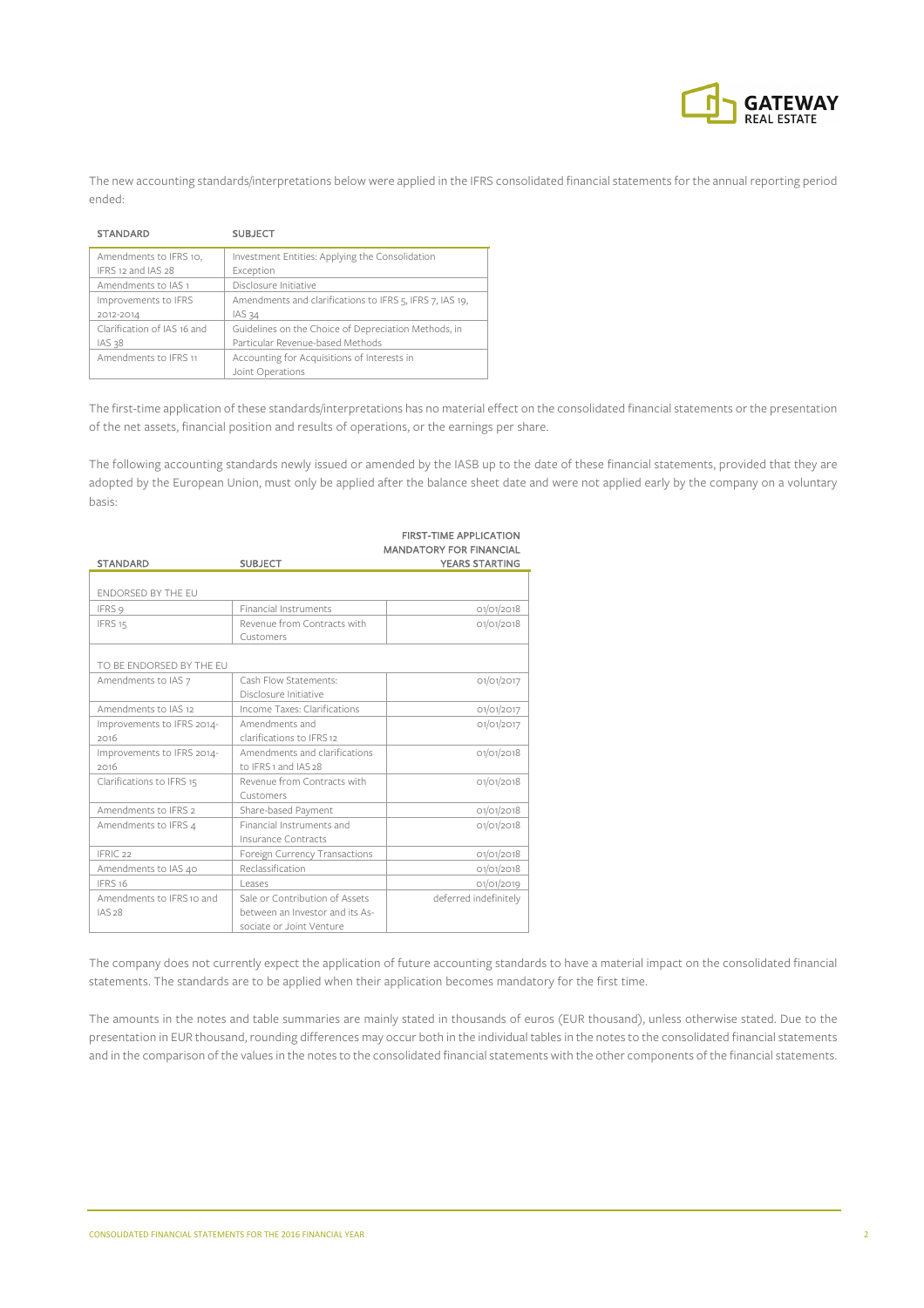The new accounting standards/interpretations below were applied in the IFRS consolidated financial statements for the annual reporting period ended:

| STANDARD | SUBJECT |
|---|---|
| Amendments to IFRS 10, IFRS 12 and IAS 28 | Investment Entities: Applying the Consolidation Exception |
| Amendments to IAS 1 | Disclosure Initiative |
| Improvements to IFRS 2012-2014 | Amendments and clarifications to IFRS 5, IFRS 7, IAS 19, IAS 34 |
| Clarification of IAS 16 and IAS 38 | Guidelines on the Choice of Depreciation Methods, in Particular Revenue-based Methods |
| Amendments to IFRS 11 | Accounting for Acquisitions of Interests in Joint Operations |

The first-time application of these standards/interpretations has no material effect on the consolidated financial statements or the presentation of the net assets, financial position and results of operations, or the earnings per share.

The following accounting standards newly issued or amended by the IASB up to the date of these financial statements, provided that they are adopted by the European Union, must only be applied after the balance sheet date and were not applied early by the company on a voluntary basis:

| STANDARD | SUBJECT | FIRST-TIME APPLICATION MANDATORY FOR FINANCIAL YEARS STARTING |
|---|---|---|
| ENDORSED BY THE EU | | |
| IFRS 9 | Financial Instruments | 01/01/2018 |
| IFRS 15 | Revenue from Contracts with Customers | 01/01/2018 |
| TO BE ENDORSED BY THE EU | | |
| Amendments to IAS 7 | Cash Flow Statements: Disclosure Initiative | 01/01/2017 |
| Amendments to IAS 12 | Income Taxes: Clarifications | 01/01/2017 |
| Improvements to IFRS 2014-2016 | Amendments and clarifications to IFRS 12 | 01/01/2017 |
| Improvements to IFRS 2014-2016 | Amendments and clarifications to IFRS 1 and IAS 28 | 01/01/2018 |
| Clarifications to IFRS 15 | Revenue from Contracts with Customers | 01/01/2018 |
| Amendments to IFRS 2 | Share-based Payment | 01/01/2018 |
| Amendments to IFRS 4 | Financial Instruments and Insurance Contracts | 01/01/2018 |
| IFRIC 22 | Foreign Currency Transactions | 01/01/2018 |
| Amendments to IAS 40 | Reclassification | 01/01/2018 |
| IFRS 16 | Leases | 01/01/2019 |
| Amendments to IFRS 10 and IAS 28 | Sale or Contribution of Assets between an Investor and its Associate or Joint Venture | deferred indefinitely |

The company does not currently expect the application of future accounting standards to have a material impact on the consolidated financial statements. The standards are to be applied when their application becomes mandatory for the first time.

The amounts in the notes and table summaries are mainly stated in thousands of euros (EUR thousand), unless otherwise stated. Due to the presentation in EUR thousand, rounding differences may occur both in the individual tables in the notes to the consolidated financial statements and in the comparison of the values in the notes to the consolidated financial statements with the other components of the financial statements.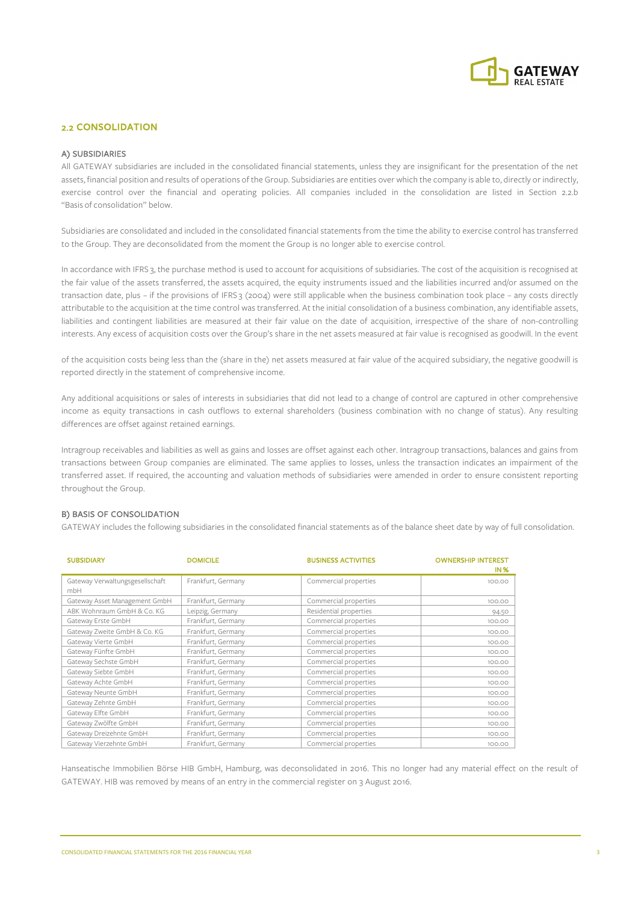## 2.2 CONSOLIDATION

### A) SUBSIDIARIES

All GATEWAY subsidiaries are included in the consolidated financial statements, unless they are insignificant for the presentation of the net assets, financial position and results of operations of the Group. Subsidiaries are entities over which the company is able to, directly or indirectly, exercise control over the financial and operating policies. All companies included in the consolidation are listed in Section 2.2.b "Basis of consolidation" below.

Subsidiaries are consolidated and included in the consolidated financial statements from the time the ability to exercise control has transferred to the Group. They are deconsolidated from the moment the Group is no longer able to exercise control.

In accordance with IFRS 3, the purchase method is used to account for acquisitions of subsidiaries. The cost of the acquisition is recognised at the fair value of the assets transferred, the assets acquired, the equity instruments issued and the liabilities incurred and/or assumed on the transaction date, plus – if the provisions of IFRS 3 (2004) were still applicable when the business combination took place – any costs directly attributable to the acquisition at the time control was transferred. At the initial consolidation of a business combination, any identifiable assets, liabilities and contingent liabilities are measured at their fair value on the date of acquisition, irrespective of the share of non-controlling interests. Any excess of acquisition costs over the Group's share in the net assets measured at fair value is recognised as goodwill. In the event of the acquisition costs being less than the (share in the) net assets measured at fair value of the acquired subsidiary, the negative goodwill is reported directly in the statement of comprehensive income.

Any additional acquisitions or sales of interests in subsidiaries that did not lead to a change of control are captured in other comprehensive income as equity transactions in cash outflows to external shareholders (business combination with no change of status). Any resulting differences are offset against retained earnings.

Intragroup receivables and liabilities as well as gains and losses are offset against each other. Intragroup transactions, balances and gains from transactions between Group companies are eliminated. The same applies to losses, unless the transaction indicates an impairment of the transferred asset. If required, the accounting and valuation methods of subsidiaries were amended in order to ensure consistent reporting throughout the Group.

### B) BASIS OF CONSOLIDATION

GATEWAY includes the following subsidiaries in the consolidated financial statements as of the balance sheet date by way of full consolidation.

| SUBSIDIARY | DOMICILE | BUSINESS ACTIVITIES | OWNERSHIP INTEREST IN % |
|---|---|---|---|
| Gateway Verwaltungsgesellschaft mbH | Frankfurt, Germany | Commercial properties | 100.00 |
| Gateway Asset Management GmbH | Frankfurt, Germany | Commercial properties | 100.00 |
| ABK Wohnraum GmbH & Co. KG | Leipzig, Germany | Residential properties | 94.50 |
| Gateway Erste GmbH | Frankfurt, Germany | Commercial properties | 100.00 |
| Gateway Zweite GmbH & Co. KG | Frankfurt, Germany | Commercial properties | 100.00 |
| Gateway Vierte GmbH | Frankfurt, Germany | Commercial properties | 100.00 |
| Gateway Fünfte GmbH | Frankfurt, Germany | Commercial properties | 100.00 |
| Gateway Sechste GmbH | Frankfurt, Germany | Commercial properties | 100.00 |
| Gateway Siebte GmbH | Frankfurt, Germany | Commercial properties | 100.00 |
| Gateway Achte GmbH | Frankfurt, Germany | Commercial properties | 100.00 |
| Gateway Neunte GmbH | Frankfurt, Germany | Commercial properties | 100.00 |
| Gateway Zehnte GmbH | Frankfurt, Germany | Commercial properties | 100.00 |
| Gateway Elfte GmbH | Frankfurt, Germany | Commercial properties | 100.00 |
| Gateway Zwölfte GmbH | Frankfurt, Germany | Commercial properties | 100.00 |
| Gateway Dreizehnte GmbH | Frankfurt, Germany | Commercial properties | 100.00 |
| Gateway Vierzehnte GmbH | Frankfurt, Germany | Commercial properties | 100.00 |

Hanseatische Immobilien Börse HIB GmbH, Hamburg, was deconsolidated in 2016. This no longer had any material effect on the result of GATEWAY. HIB was removed by means of an entry in the commercial register on 3 August 2016.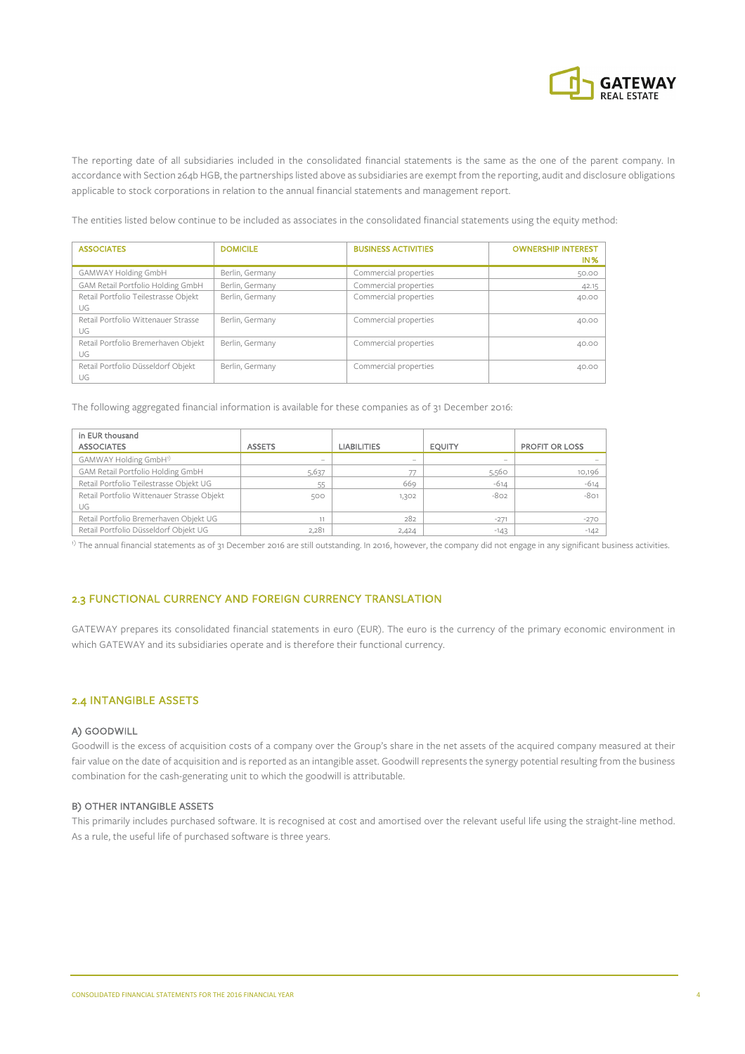The reporting date of all subsidiaries included in the consolidated financial statements is the same as the one of the parent company. In accordance with Section 264b HGB, the partnerships listed above as subsidiaries are exempt from the reporting, audit and disclosure obligations applicable to stock corporations in relation to the annual financial statements and management report.

The entities listed below continue to be included as associates in the consolidated financial statements using the equity method:

| ASSOCIATES | DOMICILE | BUSINESS ACTIVITIES | OWNERSHIP INTEREST IN % |
|---|---|---|---|
| GAMWAY Holding GmbH | Berlin, Germany | Commercial properties | 50.00 |
| GAM Retail Portfolio Holding GmbH | Berlin, Germany | Commercial properties | 42.15 |
| Retail Portfolio Teilestrasse Objekt UG | Berlin, Germany | Commercial properties | 40.00 |
| Retail Portfolio Wittenauer Strasse UG | Berlin, Germany | Commercial properties | 40.00 |
| Retail Portfolio Bremerhaven Objekt UG | Berlin, Germany | Commercial properties | 40.00 |
| Retail Portfolio Düsseldorf Objekt UG | Berlin, Germany | Commercial properties | 40.00 |

The following aggregated financial information is available for these companies as of 31 December 2016:

| in EUR thousand ASSOCIATES | ASSETS | LIABILITIES | EQUITY | PROFIT OR LOSS |
|---|---|---|---|---|
| GAMWAY Holding GmbH[1] | – | – | – | – |
| GAM Retail Portfolio Holding GmbH | 5,637 | 77 | 5,560 | 10,196 |
| Retail Portfolio Teilestrasse Objekt UG | 55 | 669 | -614 | -614 |
| Retail Portfolio Wittenauer Strasse Objekt UG | 500 | 1,302 | -802 | -801 |
| Retail Portfolio Bremerhaven Objekt UG | 11 | 282 | -271 | -270 |
| Retail Portfolio Düsseldorf Objekt UG | 2,281 | 2,424 | -143 | -142 |

[1] The annual financial statements as of 31 December 2016 are still outstanding. In 2016, however, the company did not engage in any significant business activities.

## 2.3 FUNCTIONAL CURRENCY AND FOREIGN CURRENCY TRANSLATION

GATEWAY prepares its consolidated financial statements in euro (EUR). The euro is the currency of the primary economic environment in which GATEWAY and its subsidiaries operate and is therefore their functional currency.

## 2.4 INTANGIBLE ASSETS

### A) GOODWILL

Goodwill is the excess of acquisition costs of a company over the Group's share in the net assets of the acquired company measured at their fair value on the date of acquisition and is reported as an intangible asset. Goodwill represents the synergy potential resulting from the business combination for the cash-generating unit to which the goodwill is attributable.

### B) OTHER INTANGIBLE ASSETS

This primarily includes purchased software. It is recognised at cost and amortised over the relevant useful life using the straight-line method. As a rule, the useful life of purchased software is three years.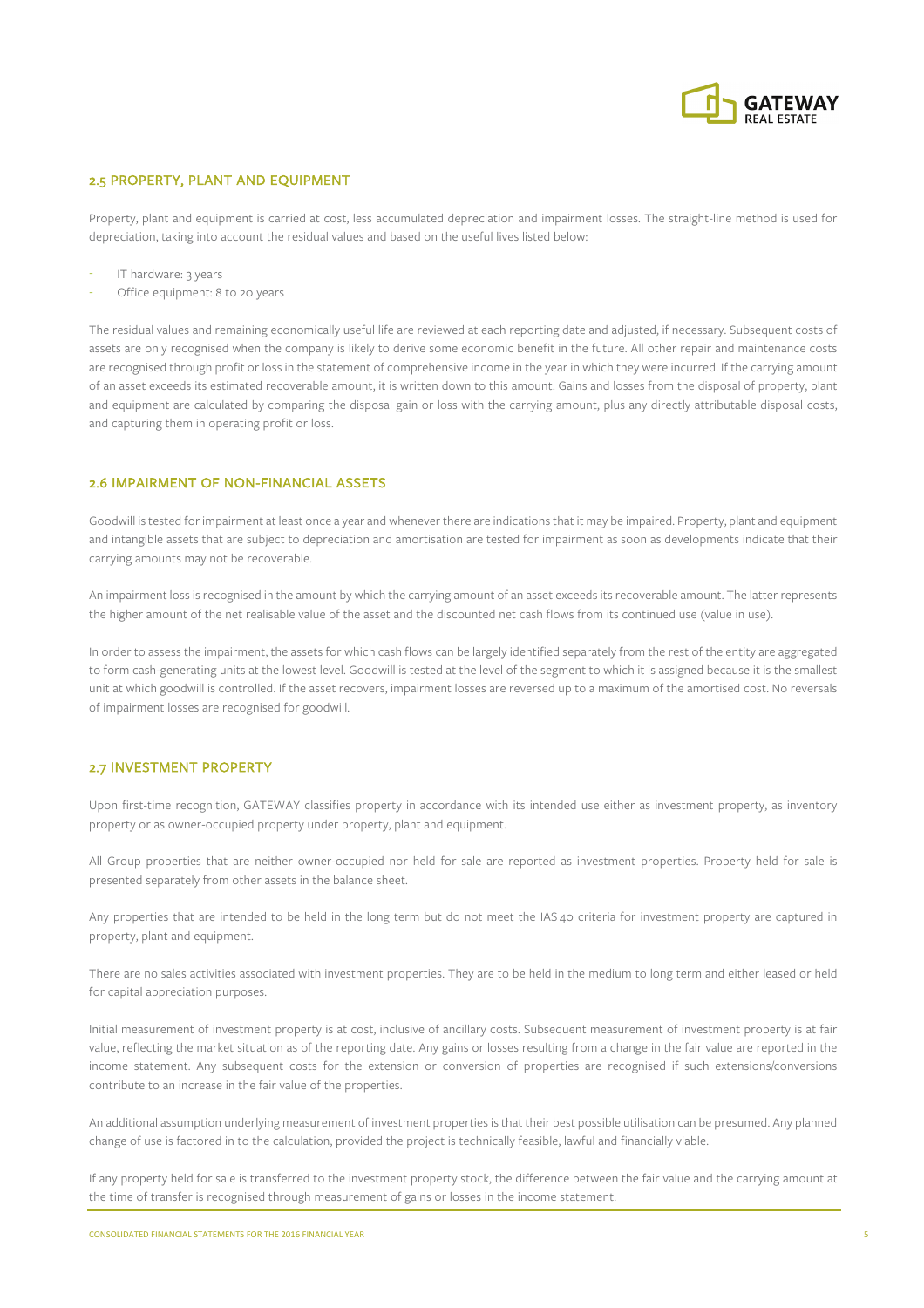## 2.5 PROPERTY, PLANT AND EQUIPMENT

Property, plant and equipment is carried at cost, less accumulated depreciation and impairment losses. The straight-line method is used for depreciation, taking into account the residual values and based on the useful lives listed below:

- IT hardware: 3 years
- Office equipment: 8 to 20 years

The residual values and remaining economically useful life are reviewed at each reporting date and adjusted, if necessary. Subsequent costs of assets are only recognised when the company is likely to derive some economic benefit in the future. All other repair and maintenance costs are recognised through profit or loss in the statement of comprehensive income in the year in which they were incurred. If the carrying amount of an asset exceeds its estimated recoverable amount, it is written down to this amount. Gains and losses from the disposal of property, plant and equipment are calculated by comparing the disposal gain or loss with the carrying amount, plus any directly attributable disposal costs, and capturing them in operating profit or loss.

## 2.6 IMPAIRMENT OF NON-FINANCIAL ASSETS

Goodwill is tested for impairment at least once a year and whenever there are indications that it may be impaired. Property, plant and equipment and intangible assets that are subject to depreciation and amortisation are tested for impairment as soon as developments indicate that their carrying amounts may not be recoverable.

An impairment loss is recognised in the amount by which the carrying amount of an asset exceeds its recoverable amount. The latter represents the higher amount of the net realisable value of the asset and the discounted net cash flows from its continued use (value in use).

In order to assess the impairment, the assets for which cash flows can be largely identified separately from the rest of the entity are aggregated to form cash-generating units at the lowest level. Goodwill is tested at the level of the segment to which it is assigned because it is the smallest unit at which goodwill is controlled. If the asset recovers, impairment losses are reversed up to a maximum of the amortised cost. No reversals of impairment losses are recognised for goodwill.

## 2.7 INVESTMENT PROPERTY

Upon first-time recognition, GATEWAY classifies property in accordance with its intended use either as investment property, as inventory property or as owner-occupied property under property, plant and equipment.

All Group properties that are neither owner-occupied nor held for sale are reported as investment properties. Property held for sale is presented separately from other assets in the balance sheet.

Any properties that are intended to be held in the long term but do not meet the IAS 40 criteria for investment property are captured in property, plant and equipment.

There are no sales activities associated with investment properties. They are to be held in the medium to long term and either leased or held for capital appreciation purposes.

Initial measurement of investment property is at cost, inclusive of ancillary costs. Subsequent measurement of investment property is at fair value, reflecting the market situation as of the reporting date. Any gains or losses resulting from a change in the fair value are reported in the income statement. Any subsequent costs for the extension or conversion of properties are recognised if such extensions/conversions contribute to an increase in the fair value of the properties.

An additional assumption underlying measurement of investment properties is that their best possible utilisation can be presumed. Any planned change of use is factored in to the calculation, provided the project is technically feasible, lawful and financially viable.

If any property held for sale is transferred to the investment property stock, the difference between the fair value and the carrying amount at the time of transfer is recognised through measurement of gains or losses in the income statement.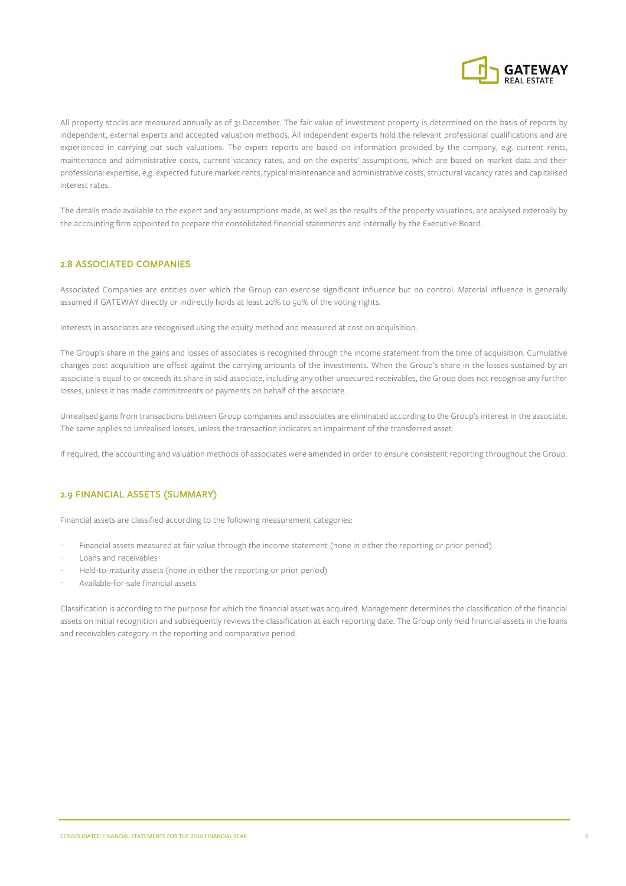All property stocks are measured annually as of 31 December. The fair value of investment property is determined on the basis of reports by independent, external experts and accepted valuation methods. All independent experts hold the relevant professional qualifications and are experienced in carrying out such valuations. The expert reports are based on information provided by the company, e.g. current rents, maintenance and administrative costs, current vacancy rates, and on the experts' assumptions, which are based on market data and their professional expertise, e.g. expected future market rents, typical maintenance and administrative costs, structural vacancy rates and capitalised interest rates.

The details made available to the expert and any assumptions made, as well as the results of the property valuations, are analysed externally by the accounting firm appointed to prepare the consolidated financial statements and internally by the Executive Board.

## 2.8 ASSOCIATED COMPANIES

Associated Companies are entities over which the Group can exercise significant influence but no control. Material influence is generally assumed if GATEWAY directly or indirectly holds at least 20% to 50% of the voting rights.

Interests in associates are recognised using the equity method and measured at cost on acquisition.

The Group's share in the gains and losses of associates is recognised through the income statement from the time of acquisition. Cumulative changes post acquisition are offset against the carrying amounts of the investments. When the Group's share in the losses sustained by an associate is equal to or exceeds its share in said associate, including any other unsecured receivables, the Group does not recognise any further losses, unless it has made commitments or payments on behalf of the associate.

Unrealised gains from transactions between Group companies and associates are eliminated according to the Group's interest in the associate. The same applies to unrealised losses, unless the transaction indicates an impairment of the transferred asset.

If required, the accounting and valuation methods of associates were amended in order to ensure consistent reporting throughout the Group.

## 2.9 FINANCIAL ASSETS (SUMMARY)

Financial assets are classified according to the following measurement categories:

- Financial assets measured at fair value through the income statement (none in either the reporting or prior period)
- Loans and receivables
- Held-to-maturity assets (none in either the reporting or prior period)
- Available-for-sale financial assets

Classification is according to the purpose for which the financial asset was acquired. Management determines the classification of the financial assets on initial recognition and subsequently reviews the classification at each reporting date. The Group only held financial assets in the loans and receivables category in the reporting and comparative period.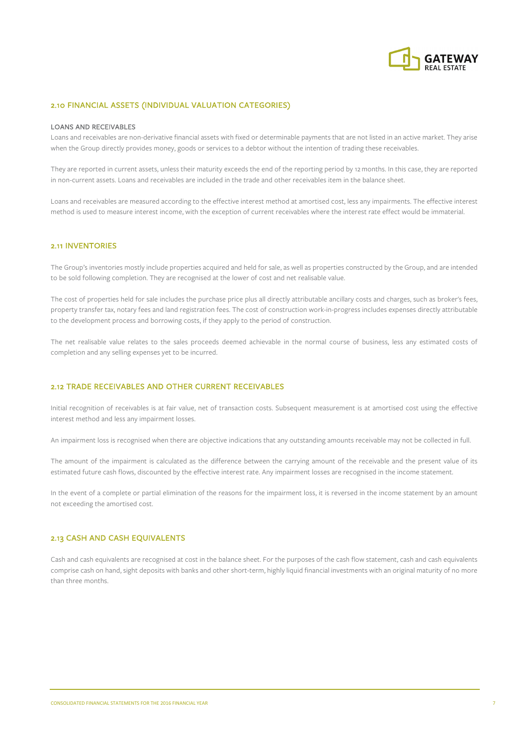## 2.10 FINANCIAL ASSETS (INDIVIDUAL VALUATION CATEGORIES)

### LOANS AND RECEIVABLES

Loans and receivables are non-derivative financial assets with fixed or determinable payments that are not listed in an active market. They arise when the Group directly provides money, goods or services to a debtor without the intention of trading these receivables.

They are reported in current assets, unless their maturity exceeds the end of the reporting period by 12 months. In this case, they are reported in non-current assets. Loans and receivables are included in the trade and other receivables item in the balance sheet.

Loans and receivables are measured according to the effective interest method at amortised cost, less any impairments. The effective interest method is used to measure interest income, with the exception of current receivables where the interest rate effect would be immaterial.

## 2.11 INVENTORIES

The Group's inventories mostly include properties acquired and held for sale, as well as properties constructed by the Group, and are intended to be sold following completion. They are recognised at the lower of cost and net realisable value.

The cost of properties held for sale includes the purchase price plus all directly attributable ancillary costs and charges, such as broker's fees, property transfer tax, notary fees and land registration fees. The cost of construction work-in-progress includes expenses directly attributable to the development process and borrowing costs, if they apply to the period of construction.

The net realisable value relates to the sales proceeds deemed achievable in the normal course of business, less any estimated costs of completion and any selling expenses yet to be incurred.

## 2.12 TRADE RECEIVABLES AND OTHER CURRENT RECEIVABLES

Initial recognition of receivables is at fair value, net of transaction costs. Subsequent measurement is at amortised cost using the effective interest method and less any impairment losses.

An impairment loss is recognised when there are objective indications that any outstanding amounts receivable may not be collected in full.

The amount of the impairment is calculated as the difference between the carrying amount of the receivable and the present value of its estimated future cash flows, discounted by the effective interest rate. Any impairment losses are recognised in the income statement.

In the event of a complete or partial elimination of the reasons for the impairment loss, it is reversed in the income statement by an amount not exceeding the amortised cost.

## 2.13 CASH AND CASH EQUIVALENTS

Cash and cash equivalents are recognised at cost in the balance sheet. For the purposes of the cash flow statement, cash and cash equivalents comprise cash on hand, sight deposits with banks and other short-term, highly liquid financial investments with an original maturity of no more than three months.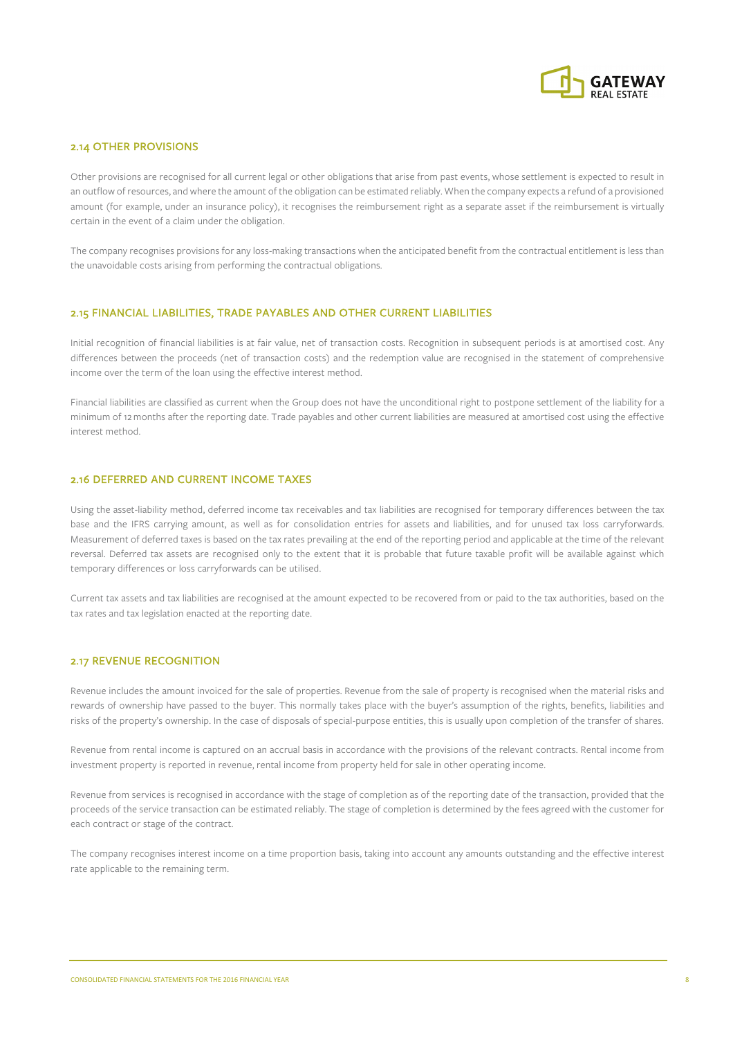### 2.14 OTHER PROVISIONS

Other provisions are recognised for all current legal or other obligations that arise from past events, whose settlement is expected to result in an outflow of resources, and where the amount of the obligation can be estimated reliably. When the company expects a refund of a provisioned amount (for example, under an insurance policy), it recognises the reimbursement right as a separate asset if the reimbursement is virtually certain in the event of a claim under the obligation.

The company recognises provisions for any loss-making transactions when the anticipated benefit from the contractual entitlement is less than the unavoidable costs arising from performing the contractual obligations.

### 2.15 FINANCIAL LIABILITIES, TRADE PAYABLES AND OTHER CURRENT LIABILITIES

Initial recognition of financial liabilities is at fair value, net of transaction costs. Recognition in subsequent periods is at amortised cost. Any differences between the proceeds (net of transaction costs) and the redemption value are recognised in the statement of comprehensive income over the term of the loan using the effective interest method.

Financial liabilities are classified as current when the Group does not have the unconditional right to postpone settlement of the liability for a minimum of 12 months after the reporting date. Trade payables and other current liabilities are measured at amortised cost using the effective interest method.

### 2.16 DEFERRED AND CURRENT INCOME TAXES

Using the asset-liability method, deferred income tax receivables and tax liabilities are recognised for temporary differences between the tax base and the IFRS carrying amount, as well as for consolidation entries for assets and liabilities, and for unused tax loss carryforwards. Measurement of deferred taxes is based on the tax rates prevailing at the end of the reporting period and applicable at the time of the relevant reversal. Deferred tax assets are recognised only to the extent that it is probable that future taxable profit will be available against which temporary differences or loss carryforwards can be utilised.

Current tax assets and tax liabilities are recognised at the amount expected to be recovered from or paid to the tax authorities, based on the tax rates and tax legislation enacted at the reporting date.

### 2.17 REVENUE RECOGNITION

Revenue includes the amount invoiced for the sale of properties. Revenue from the sale of property is recognised when the material risks and rewards of ownership have passed to the buyer. This normally takes place with the buyer's assumption of the rights, benefits, liabilities and risks of the property's ownership. In the case of disposals of special-purpose entities, this is usually upon completion of the transfer of shares.

Revenue from rental income is captured on an accrual basis in accordance with the provisions of the relevant contracts. Rental income from investment property is reported in revenue, rental income from property held for sale in other operating income.

Revenue from services is recognised in accordance with the stage of completion as of the reporting date of the transaction, provided that the proceeds of the service transaction can be estimated reliably. The stage of completion is determined by the fees agreed with the customer for each contract or stage of the contract.

The company recognises interest income on a time proportion basis, taking into account any amounts outstanding and the effective interest rate applicable to the remaining term.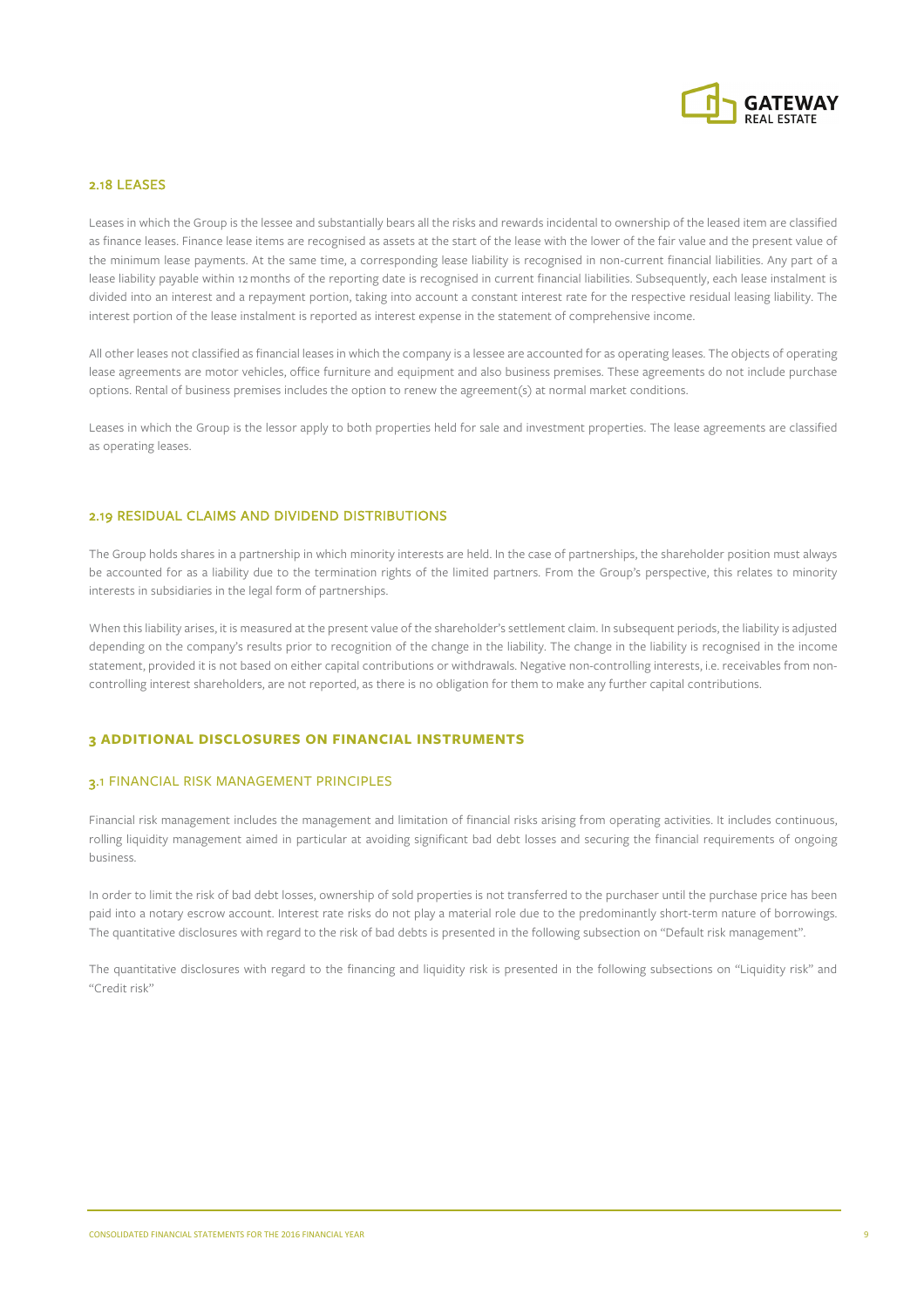### 2.18 LEASES

Leases in which the Group is the lessee and substantially bears all the risks and rewards incidental to ownership of the leased item are classified as finance leases. Finance lease items are recognised as assets at the start of the lease with the lower of the fair value and the present value of the minimum lease payments. At the same time, a corresponding lease liability is recognised in non-current financial liabilities. Any part of a lease liability payable within 12 months of the reporting date is recognised in current financial liabilities. Subsequently, each lease instalment is divided into an interest and a repayment portion, taking into account a constant interest rate for the respective residual leasing liability. The interest portion of the lease instalment is reported as interest expense in the statement of comprehensive income.

All other leases not classified as financial leases in which the company is a lessee are accounted for as operating leases. The objects of operating lease agreements are motor vehicles, office furniture and equipment and also business premises. These agreements do not include purchase options. Rental of business premises includes the option to renew the agreement(s) at normal market conditions.

Leases in which the Group is the lessor apply to both properties held for sale and investment properties. The lease agreements are classified as operating leases.

### 2.19 RESIDUAL CLAIMS AND DIVIDEND DISTRIBUTIONS

The Group holds shares in a partnership in which minority interests are held. In the case of partnerships, the shareholder position must always be accounted for as a liability due to the termination rights of the limited partners. From the Group's perspective, this relates to minority interests in subsidiaries in the legal form of partnerships.

When this liability arises, it is measured at the present value of the shareholder's settlement claim. In subsequent periods, the liability is adjusted depending on the company's results prior to recognition of the change in the liability. The change in the liability is recognised in the income statement, provided it is not based on either capital contributions or withdrawals. Negative non-controlling interests, i.e. receivables from non-controlling interest shareholders, are not reported, as there is no obligation for them to make any further capital contributions.

## 3 ADDITIONAL DISCLOSURES ON FINANCIAL INSTRUMENTS

### 3.1 FINANCIAL RISK MANAGEMENT PRINCIPLES

Financial risk management includes the management and limitation of financial risks arising from operating activities. It includes continuous, rolling liquidity management aimed in particular at avoiding significant bad debt losses and securing the financial requirements of ongoing business.

In order to limit the risk of bad debt losses, ownership of sold properties is not transferred to the purchaser until the purchase price has been paid into a notary escrow account. Interest rate risks do not play a material role due to the predominantly short-term nature of borrowings. The quantitative disclosures with regard to the risk of bad debts is presented in the following subsection on "Default risk management".

The quantitative disclosures with regard to the financing and liquidity risk is presented in the following subsections on "Liquidity risk" and "Credit risk"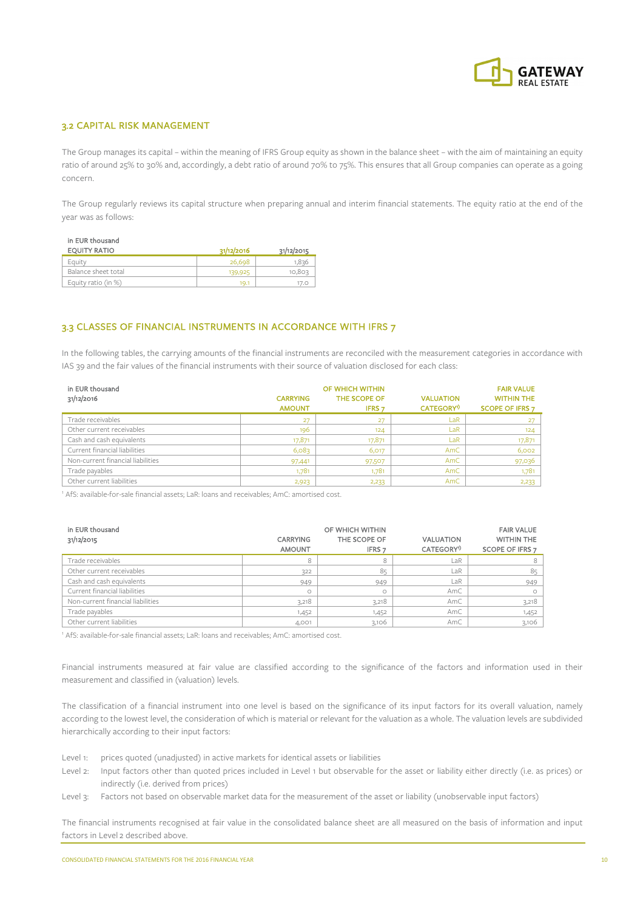## 3.2 CAPITAL RISK MANAGEMENT

The Group manages its capital – within the meaning of IFRS Group equity as shown in the balance sheet – with the aim of maintaining an equity ratio of around 25% to 30% and, accordingly, a debt ratio of around 70% to 75%. This ensures that all Group companies can operate as a going concern.

The Group regularly reviews its capital structure when preparing annual and interim financial statements. The equity ratio at the end of the year was as follows:

| in EUR thousand<br>EQUITY RATIO | 31/12/2016 | 31/12/2015 |
|---|---|---|
| Equity | 26,698 | 1,836 |
| Balance sheet total | 139,925 | 10,803 |
| Equity ratio (in %) | 19.1 | 17.0 |

## 3.3 CLASSES OF FINANCIAL INSTRUMENTS IN ACCORDANCE WITH IFRS 7

In the following tables, the carrying amounts of the financial instruments are reconciled with the measurement categories in accordance with IAS 39 and the fair values of the financial instruments with their source of valuation disclosed for each class:

| in EUR thousand<br>31/12/2016 | CARRYING AMOUNT | OF WHICH WITHIN THE SCOPE OF IFRS 7 | VALUATION CATEGORY[1] | FAIR VALUE WITHIN THE SCOPE OF IFRS 7 |
|---|---|---|---|---|
| Trade receivables | 27 | 27 | LaR | 27 |
| Other current receivables | 196 | 124 | LaR | 124 |
| Cash and cash equivalents | 17,871 | 17,871 | LaR | 17,871 |
| Current financial liabilities | 6,083 | 6,017 | AmC | 6,002 |
| Non-current financial liabilities | 97,441 | 97,507 | AmC | 97,036 |
| Trade payables | 1,781 | 1,781 | AmC | 1,781 |
| Other current liabilities | 2,923 | 2,233 | AmC | 2,233 |

[1] AfS: available-for-sale financial assets; LaR: loans and receivables; AmC: amortised cost.

| in EUR thousand<br>31/12/2015 | CARRYING AMOUNT | OF WHICH WITHIN THE SCOPE OF IFRS 7 | VALUATION CATEGORY[1] | FAIR VALUE WITHIN THE SCOPE OF IFRS 7 |
|---|---|---|---|---|
| Trade receivables | 8 | 8 | LaR | 8 |
| Other current receivables | 322 | 85 | LaR | 85 |
| Cash and cash equivalents | 949 | 949 | LaR | 949 |
| Current financial liabilities | 0 | 0 | AmC | 0 |
| Non-current financial liabilities | 3,218 | 3,218 | AmC | 3,218 |
| Trade payables | 1,452 | 1,452 | AmC | 1,452 |
| Other current liabilities | 4,001 | 3,106 | AmC | 3,106 |

[1] AfS: available-for-sale financial assets; LaR: loans and receivables; AmC: amortised cost.

Financial instruments measured at fair value are classified according to the significance of the factors and information used in their measurement and classified in (valuation) levels.

The classification of a financial instrument into one level is based on the significance of its input factors for its overall valuation, namely according to the lowest level, the consideration of which is material or relevant for the valuation as a whole. The valuation levels are subdivided hierarchically according to their input factors:

- Level 1: prices quoted (unadjusted) in active markets for identical assets or liabilities
- Level 2: Input factors other than quoted prices included in Level 1 but observable for the asset or liability either directly (i.e. as prices) or indirectly (i.e. derived from prices)
- Level 3: Factors not based on observable market data for the measurement of the asset or liability (unobservable input factors)

The financial instruments recognised at fair value in the consolidated balance sheet are all measured on the basis of information and input factors in Level 2 described above.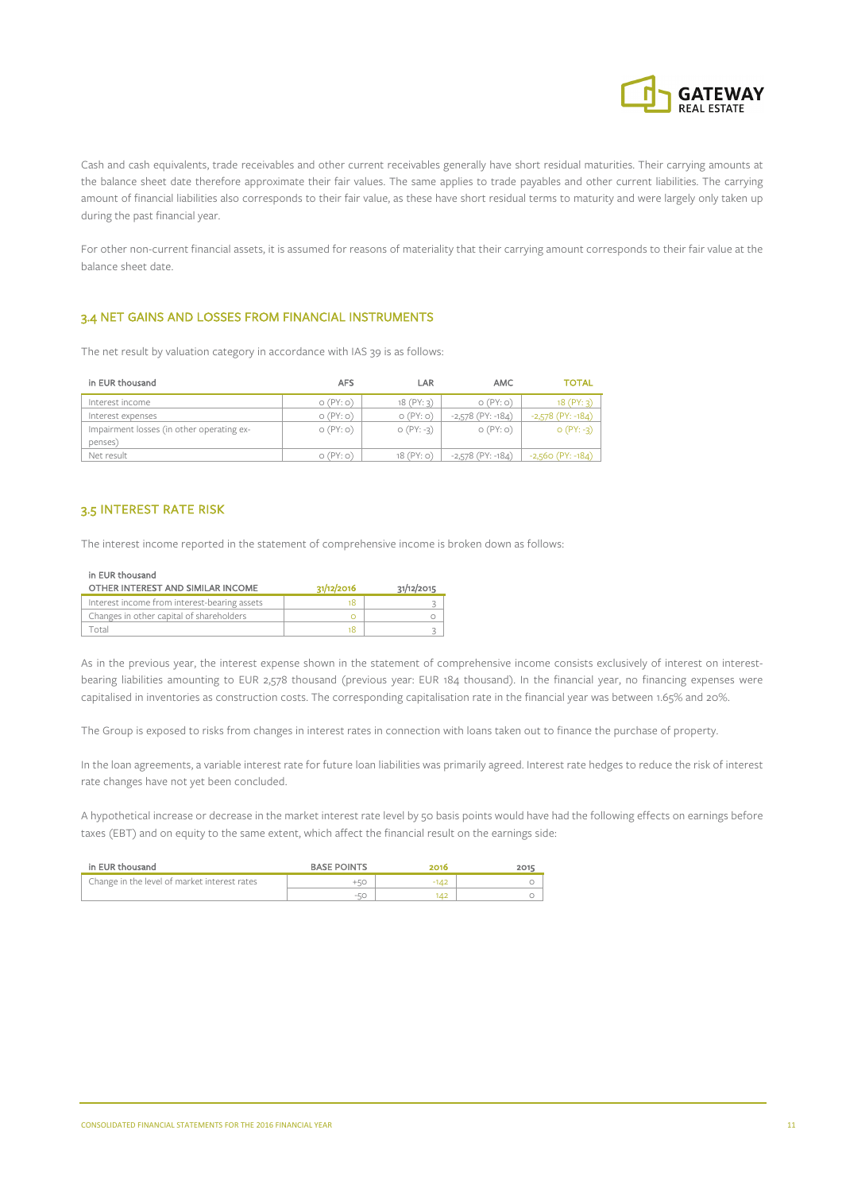Cash and cash equivalents, trade receivables and other current receivables generally have short residual maturities. Their carrying amounts at the balance sheet date therefore approximate their fair values. The same applies to trade payables and other current liabilities. The carrying amount of financial liabilities also corresponds to their fair value, as these have short residual terms to maturity and were largely only taken up during the past financial year.

For other non-current financial assets, it is assumed for reasons of materiality that their carrying amount corresponds to their fair value at the balance sheet date.

### 3.4 NET GAINS AND LOSSES FROM FINANCIAL INSTRUMENTS

The net result by valuation category in accordance with IAS 39 is as follows:

| in EUR thousand | AFS | LAR | AMC | TOTAL |
|---|---|---|---|---|
| Interest income | 0 (PY: 0) | 18 (PY: 3) | 0 (PY: 0) | 18 (PY: 3) |
| Interest expenses | 0 (PY: 0) | 0 (PY: 0) | -2,578 (PY: -184) | -2,578 (PY: -184) |
| Impairment losses (in other operating expenses) | 0 (PY: 0) | 0 (PY: -3) | 0 (PY: 0) | 0 (PY: -3) |
| Net result | 0 (PY: 0) | 18 (PY: 0) | -2,578 (PY: -184) | -2,560 (PY: -184) |

### 3.5 INTEREST RATE RISK

The interest income reported in the statement of comprehensive income is broken down as follows:

| in EUR thousand<br>OTHER INTEREST AND SIMILAR INCOME | 31/12/2016 | 31/12/2015 |
|---|---|---|
| Interest income from interest-bearing assets | 18 | 3 |
| Changes in other capital of shareholders | 0 | 0 |
| Total | 18 | 3 |

As in the previous year, the interest expense shown in the statement of comprehensive income consists exclusively of interest on interest-bearing liabilities amounting to EUR 2,578 thousand (previous year: EUR 184 thousand). In the financial year, no financing expenses were capitalised in inventories as construction costs. The corresponding capitalisation rate in the financial year was between 1.65% and 20%.

The Group is exposed to risks from changes in interest rates in connection with loans taken out to finance the purchase of property.

In the loan agreements, a variable interest rate for future loan liabilities was primarily agreed. Interest rate hedges to reduce the risk of interest rate changes have not yet been concluded.

A hypothetical increase or decrease in the market interest rate level by 50 basis points would have had the following effects on earnings before taxes (EBT) and on equity to the same extent, which affect the financial result on the earnings side:

| in EUR thousand | BASE POINTS | 2016 | 2015 |
|---|---|---|---|
| Change in the level of market interest rates | +50 | -142 | 0 |
| | -50 | 142 | 0 |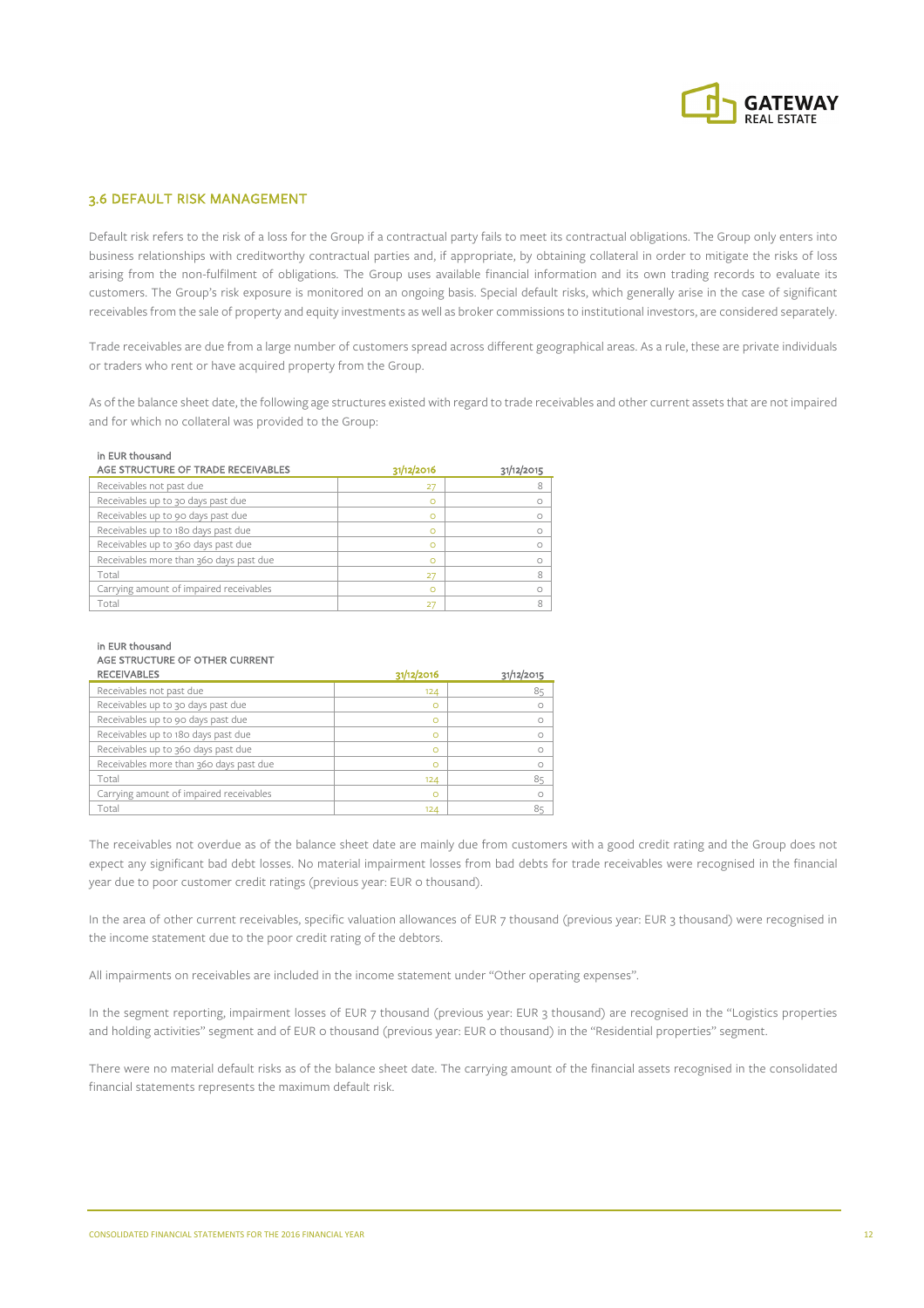## 3.6 DEFAULT RISK MANAGEMENT

Default risk refers to the risk of a loss for the Group if a contractual party fails to meet its contractual obligations. The Group only enters into business relationships with creditworthy contractual parties and, if appropriate, by obtaining collateral in order to mitigate the risks of loss arising from the non-fulfilment of obligations. The Group uses available financial information and its own trading records to evaluate its customers. The Group's risk exposure is monitored on an ongoing basis. Special default risks, which generally arise in the case of significant receivables from the sale of property and equity investments as well as broker commissions to institutional investors, are considered separately.

Trade receivables are due from a large number of customers spread across different geographical areas. As a rule, these are private individuals or traders who rent or have acquired property from the Group.

As of the balance sheet date, the following age structures existed with regard to trade receivables and other current assets that are not impaired and for which no collateral was provided to the Group:

in EUR thousand

| AGE STRUCTURE OF TRADE RECEIVABLES | 31/12/2016 | 31/12/2015 |
|---|---|---|
| Receivables not past due | 27 | 8 |
| Receivables up to 30 days past due | 0 | 0 |
| Receivables up to 90 days past due | 0 | 0 |
| Receivables up to 180 days past due | 0 | 0 |
| Receivables up to 360 days past due | 0 | 0 |
| Receivables more than 360 days past due | 0 | 0 |
| Total | 27 | 8 |
| Carrying amount of impaired receivables | 0 | 0 |
| Total | 27 | 8 |

in EUR thousand

| AGE STRUCTURE OF OTHER CURRENT RECEIVABLES | 31/12/2016 | 31/12/2015 |
|---|---|---|
| Receivables not past due | 124 | 85 |
| Receivables up to 30 days past due | 0 | 0 |
| Receivables up to 90 days past due | 0 | 0 |
| Receivables up to 180 days past due | 0 | 0 |
| Receivables up to 360 days past due | 0 | 0 |
| Receivables more than 360 days past due | 0 | 0 |
| Total | 124 | 85 |
| Carrying amount of impaired receivables | 0 | 0 |
| Total | 124 | 85 |

The receivables not overdue as of the balance sheet date are mainly due from customers with a good credit rating and the Group does not expect any significant bad debt losses. No material impairment losses from bad debts for trade receivables were recognised in the financial year due to poor customer credit ratings (previous year: EUR 0 thousand).

In the area of other current receivables, specific valuation allowances of EUR 7 thousand (previous year: EUR 3 thousand) were recognised in the income statement due to the poor credit rating of the debtors.

All impairments on receivables are included in the income statement under "Other operating expenses".

In the segment reporting, impairment losses of EUR 7 thousand (previous year: EUR 3 thousand) are recognised in the "Logistics properties and holding activities" segment and of EUR 0 thousand (previous year: EUR 0 thousand) in the "Residential properties" segment.

There were no material default risks as of the balance sheet date. The carrying amount of the financial assets recognised in the consolidated financial statements represents the maximum default risk.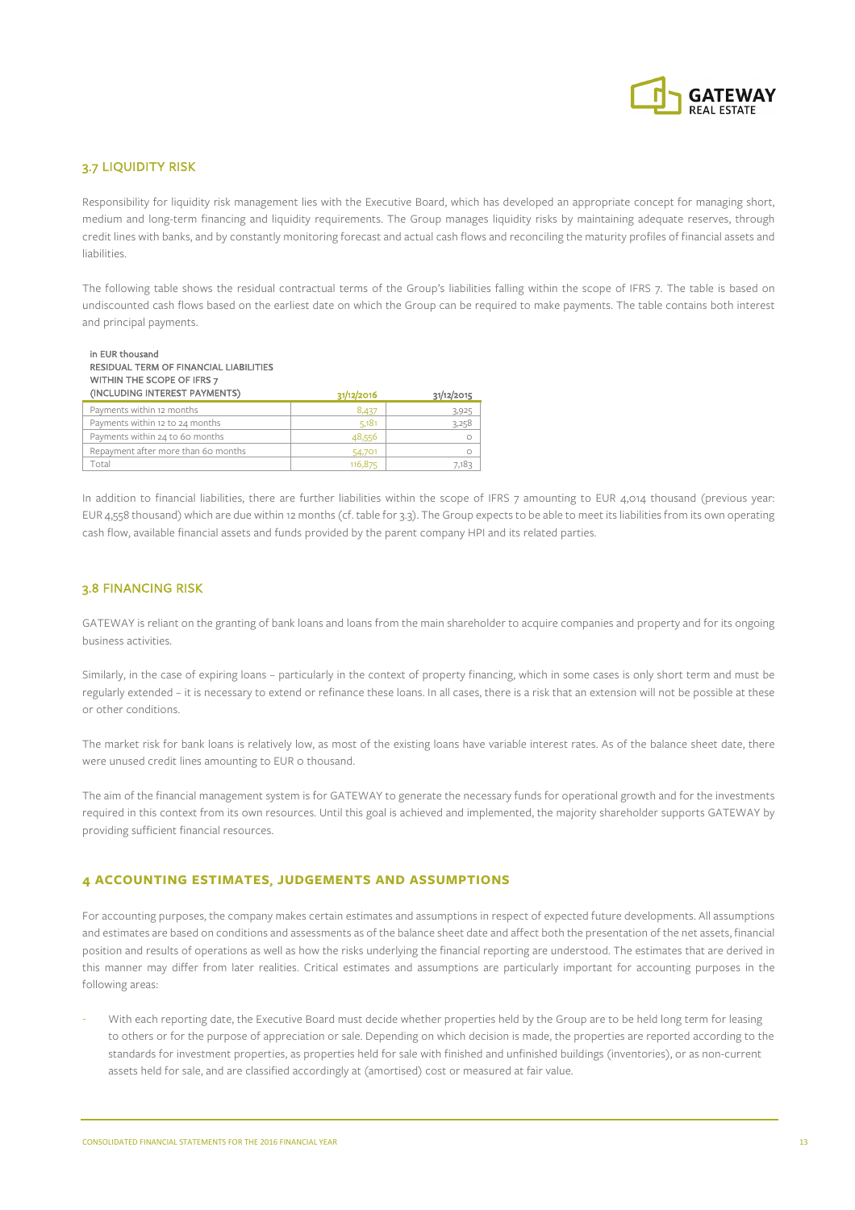## 3.7 LIQUIDITY RISK

Responsibility for liquidity risk management lies with the Executive Board, which has developed an appropriate concept for managing short, medium and long-term financing and liquidity requirements. The Group manages liquidity risks by maintaining adequate reserves, through credit lines with banks, and by constantly monitoring forecast and actual cash flows and reconciling the maturity profiles of financial assets and liabilities.

The following table shows the residual contractual terms of the Group's liabilities falling within the scope of IFRS 7. The table is based on undiscounted cash flows based on the earliest date on which the Group can be required to make payments. The table contains both interest and principal payments.

| in EUR thousand<br>RESIDUAL TERM OF FINANCIAL LIABILITIES WITHIN THE SCOPE OF IFRS 7 (INCLUDING INTEREST PAYMENTS) | 31/12/2016 | 31/12/2015 |
|---|---|---|
| Payments within 12 months | 8,437 | 3,925 |
| Payments within 12 to 24 months | 5,181 | 3,258 |
| Payments within 24 to 60 months | 48,556 | 0 |
| Repayment after more than 60 months | 54,701 | 0 |
| Total | 116,875 | 7,183 |

In addition to financial liabilities, there are further liabilities within the scope of IFRS 7 amounting to EUR 4,014 thousand (previous year: EUR 4,558 thousand) which are due within 12 months (cf. table for 3.3). The Group expects to be able to meet its liabilities from its own operating cash flow, available financial assets and funds provided by the parent company HPI and its related parties.

## 3.8 FINANCING RISK

GATEWAY is reliant on the granting of bank loans and loans from the main shareholder to acquire companies and property and for its ongoing business activities.

Similarly, in the case of expiring loans – particularly in the context of property financing, which in some cases is only short term and must be regularly extended – it is necessary to extend or refinance these loans. In all cases, there is a risk that an extension will not be possible at these or other conditions.

The market risk for bank loans is relatively low, as most of the existing loans have variable interest rates. As of the balance sheet date, there were unused credit lines amounting to EUR 0 thousand.

The aim of the financial management system is for GATEWAY to generate the necessary funds for operational growth and for the investments required in this context from its own resources. Until this goal is achieved and implemented, the majority shareholder supports GATEWAY by providing sufficient financial resources.

# 4 ACCOUNTING ESTIMATES, JUDGEMENTS AND ASSUMPTIONS

For accounting purposes, the company makes certain estimates and assumptions in respect of expected future developments. All assumptions and estimates are based on conditions and assessments as of the balance sheet date and affect both the presentation of the net assets, financial position and results of operations as well as how the risks underlying the financial reporting are understood. The estimates that are derived in this manner may differ from later realities. Critical estimates and assumptions are particularly important for accounting purposes in the following areas:

- With each reporting date, the Executive Board must decide whether properties held by the Group are to be held long term for leasing to others or for the purpose of appreciation or sale. Depending on which decision is made, the properties are reported according to the standards for investment properties, as properties held for sale with finished and unfinished buildings (inventories), or as non-current assets held for sale, and are classified accordingly at (amortised) cost or measured at fair value.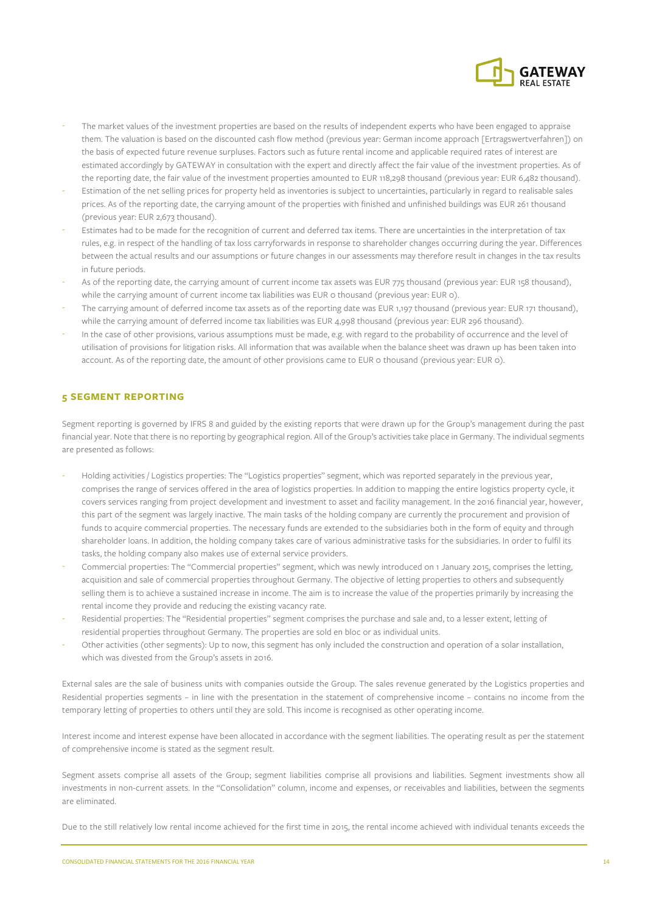- The market values of the investment properties are based on the results of independent experts who have been engaged to appraise them. The valuation is based on the discounted cash flow method (previous year: German income approach [Ertragswertverfahren]) on the basis of expected future revenue surpluses. Factors such as future rental income and applicable required rates of interest are estimated accordingly by GATEWAY in consultation with the expert and directly affect the fair value of the investment properties. As of the reporting date, the fair value of the investment properties amounted to EUR 118,298 thousand (previous year: EUR 6,482 thousand).
- Estimation of the net selling prices for property held as inventories is subject to uncertainties, particularly in regard to realisable sales prices. As of the reporting date, the carrying amount of the properties with finished and unfinished buildings was EUR 261 thousand (previous year: EUR 2,673 thousand).
- Estimates had to be made for the recognition of current and deferred tax items. There are uncertainties in the interpretation of tax rules, e.g. in respect of the handling of tax loss carryforwards in response to shareholder changes occurring during the year. Differences between the actual results and our assumptions or future changes in our assessments may therefore result in changes in the tax results in future periods.
- As of the reporting date, the carrying amount of current income tax assets was EUR 775 thousand (previous year: EUR 158 thousand), while the carrying amount of current income tax liabilities was EUR 0 thousand (previous year: EUR 0).
- The carrying amount of deferred income tax assets as of the reporting date was EUR 1,197 thousand (previous year: EUR 171 thousand), while the carrying amount of deferred income tax liabilities was EUR 4,998 thousand (previous year: EUR 296 thousand).
- In the case of other provisions, various assumptions must be made, e.g. with regard to the probability of occurrence and the level of utilisation of provisions for litigation risks. All information that was available when the balance sheet was drawn up has been taken into account. As of the reporting date, the amount of other provisions came to EUR 0 thousand (previous year: EUR 0).

## 5 SEGMENT REPORTING

Segment reporting is governed by IFRS 8 and guided by the existing reports that were drawn up for the Group's management during the past financial year. Note that there is no reporting by geographical region. All of the Group's activities take place in Germany. The individual segments are presented as follows:

- Holding activities / Logistics properties: The "Logistics properties" segment, which was reported separately in the previous year, comprises the range of services offered in the area of logistics properties. In addition to mapping the entire logistics property cycle, it covers services ranging from project development and investment to asset and facility management. In the 2016 financial year, however, this part of the segment was largely inactive. The main tasks of the holding company are currently the procurement and provision of funds to acquire commercial properties. The necessary funds are extended to the subsidiaries both in the form of equity and through shareholder loans. In addition, the holding company takes care of various administrative tasks for the subsidiaries. In order to fulfil its tasks, the holding company also makes use of external service providers.
- Commercial properties: The "Commercial properties" segment, which was newly introduced on 1 January 2015, comprises the letting, acquisition and sale of commercial properties throughout Germany. The objective of letting properties to others and subsequently selling them is to achieve a sustained increase in income. The aim is to increase the value of the properties primarily by increasing the rental income they provide and reducing the existing vacancy rate.
- Residential properties: The "Residential properties" segment comprises the purchase and sale and, to a lesser extent, letting of residential properties throughout Germany. The properties are sold en bloc or as individual units.
- Other activities (other segments): Up to now, this segment has only included the construction and operation of a solar installation, which was divested from the Group's assets in 2016.

External sales are the sale of business units with companies outside the Group. The sales revenue generated by the Logistics properties and Residential properties segments – in line with the presentation in the statement of comprehensive income – contains no income from the temporary letting of properties to others until they are sold. This income is recognised as other operating income.

Interest income and interest expense have been allocated in accordance with the segment liabilities. The operating result as per the statement of comprehensive income is stated as the segment result.

Segment assets comprise all assets of the Group; segment liabilities comprise all provisions and liabilities. Segment investments show all investments in non-current assets. In the "Consolidation" column, income and expenses, or receivables and liabilities, between the segments are eliminated.

Due to the still relatively low rental income achieved for the first time in 2015, the rental income achieved with individual tenants exceeds the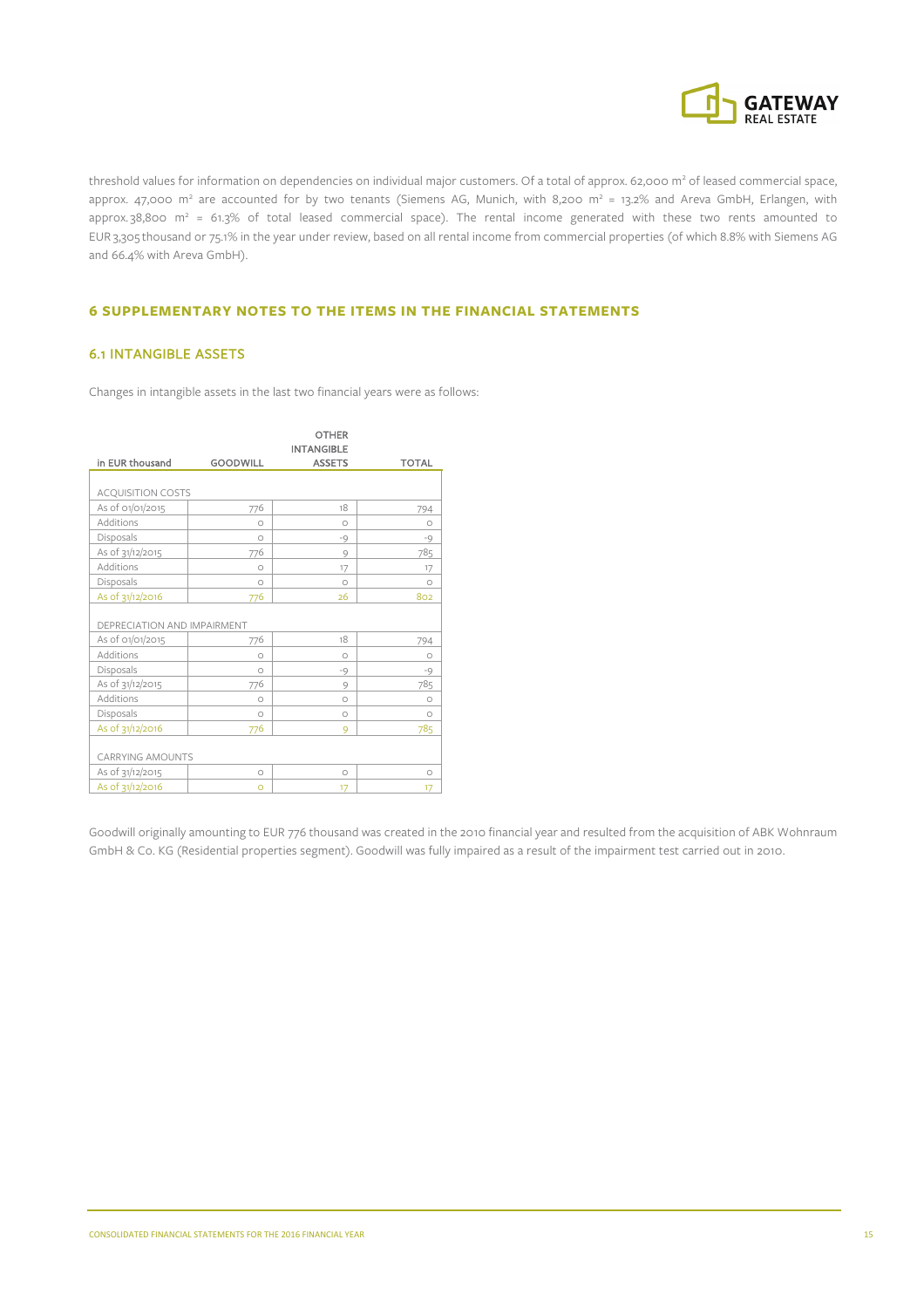threshold values for information on dependencies on individual major customers. Of a total of approx. 62,000 m² of leased commercial space, approx. 47,000 m² are accounted for by two tenants (Siemens AG, Munich, with 8,200 m² = 13.2% and Areva GmbH, Erlangen, with approx. 38,800 m² = 61.3% of total leased commercial space). The rental income generated with these two rents amounted to EUR 3,305 thousand or 75.1% in the year under review, based on all rental income from commercial properties (of which 8.8% with Siemens AG and 66.4% with Areva GmbH).

## 6 SUPPLEMENTARY NOTES TO THE ITEMS IN THE FINANCIAL STATEMENTS

### 6.1 INTANGIBLE ASSETS

Changes in intangible assets in the last two financial years were as follows:

| in EUR thousand | GOODWILL | OTHER INTANGIBLE ASSETS | TOTAL |
|---|---|---|---|
| ACQUISITION COSTS | | | |
| As of 01/01/2015 | 776 | 18 | 794 |
| Additions | 0 | 0 | 0 |
| Disposals | 0 | -9 | -9 |
| As of 31/12/2015 | 776 | 9 | 785 |
| Additions | 0 | 17 | 17 |
| Disposals | 0 | 0 | 0 |
| As of 31/12/2016 | 776 | 26 | 802 |
| DEPRECIATION AND IMPAIRMENT | | | |
| As of 01/01/2015 | 776 | 18 | 794 |
| Additions | 0 | 0 | 0 |
| Disposals | 0 | -9 | -9 |
| As of 31/12/2015 | 776 | 9 | 785 |
| Additions | 0 | 0 | 0 |
| Disposals | 0 | 0 | 0 |
| As of 31/12/2016 | 776 | 9 | 785 |
| CARRYING AMOUNTS | | | |
| As of 31/12/2015 | 0 | 0 | 0 |
| As of 31/12/2016 | 0 | 17 | 17 |

Goodwill originally amounting to EUR 776 thousand was created in the 2010 financial year and resulted from the acquisition of ABK Wohnraum GmbH & Co. KG (Residential properties segment). Goodwill was fully impaired as a result of the impairment test carried out in 2010.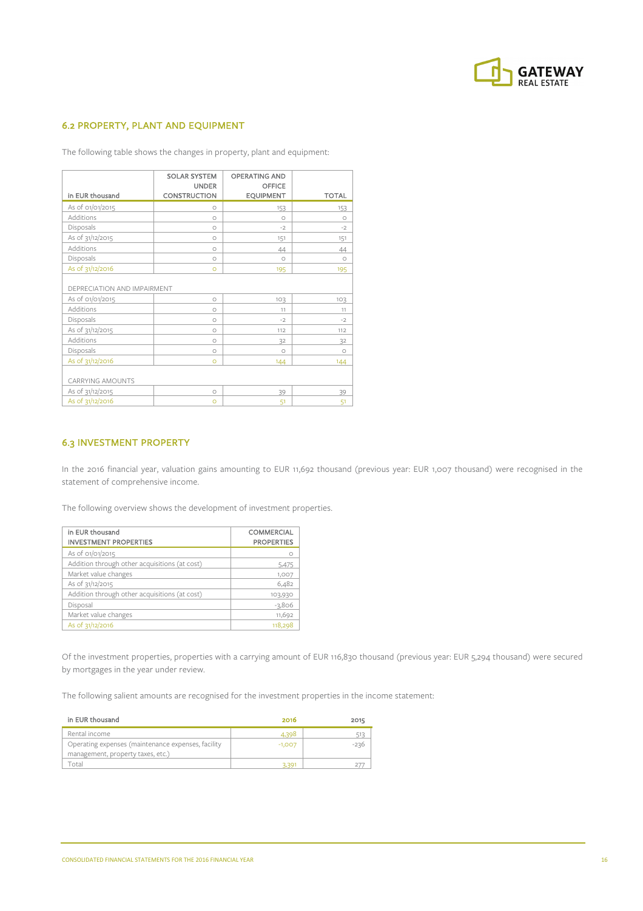## 6.2 PROPERTY, PLANT AND EQUIPMENT

The following table shows the changes in property, plant and equipment:

| in EUR thousand | SOLAR SYSTEM UNDER CONSTRUCTION | OPERATING AND OFFICE EQUIPMENT | TOTAL |
|---|---|---|---|
| As of 01/01/2015 | 0 | 153 | 153 |
| Additions | 0 | 0 | 0 |
| Disposals | 0 | -2 | -2 |
| As of 31/12/2015 | 0 | 151 | 151 |
| Additions | 0 | 44 | 44 |
| Disposals | 0 | 0 | 0 |
| As of 31/12/2016 | 0 | 195 | 195 |
| DEPRECIATION AND IMPAIRMENT | | | |
| As of 01/01/2015 | 0 | 103 | 103 |
| Additions | 0 | 11 | 11 |
| Disposals | 0 | -2 | -2 |
| As of 31/12/2015 | 0 | 112 | 112 |
| Additions | 0 | 32 | 32 |
| Disposals | 0 | 0 | 0 |
| As of 31/12/2016 | 0 | 144 | 144 |
| CARRYING AMOUNTS | | | |
| As of 31/12/2015 | 0 | 39 | 39 |
| As of 31/12/2016 | 0 | 51 | 51 |

## 6.3 INVESTMENT PROPERTY

In the 2016 financial year, valuation gains amounting to EUR 11,692 thousand (previous year: EUR 1,007 thousand) were recognised in the statement of comprehensive income.

The following overview shows the development of investment properties.

| in EUR thousand INVESTMENT PROPERTIES | COMMERCIAL PROPERTIES |
|---|---|
| As of 01/01/2015 | 0 |
| Addition through other acquisitions (at cost) | 5,475 |
| Market value changes | 1,007 |
| As of 31/12/2015 | 6,482 |
| Addition through other acquisitions (at cost) | 103,930 |
| Disposal | -3,806 |
| Market value changes | 11,692 |
| As of 31/12/2016 | 118,298 |

Of the investment properties, properties with a carrying amount of EUR 116,830 thousand (previous year: EUR 5,294 thousand) were secured by mortgages in the year under review.

The following salient amounts are recognised for the investment properties in the income statement:

| in EUR thousand | 2016 | 2015 |
|---|---|---|
| Rental income | 4,398 | 513 |
| Operating expenses (maintenance expenses, facility management, property taxes, etc.) | -1,007 | -236 |
| Total | 3,391 | 277 |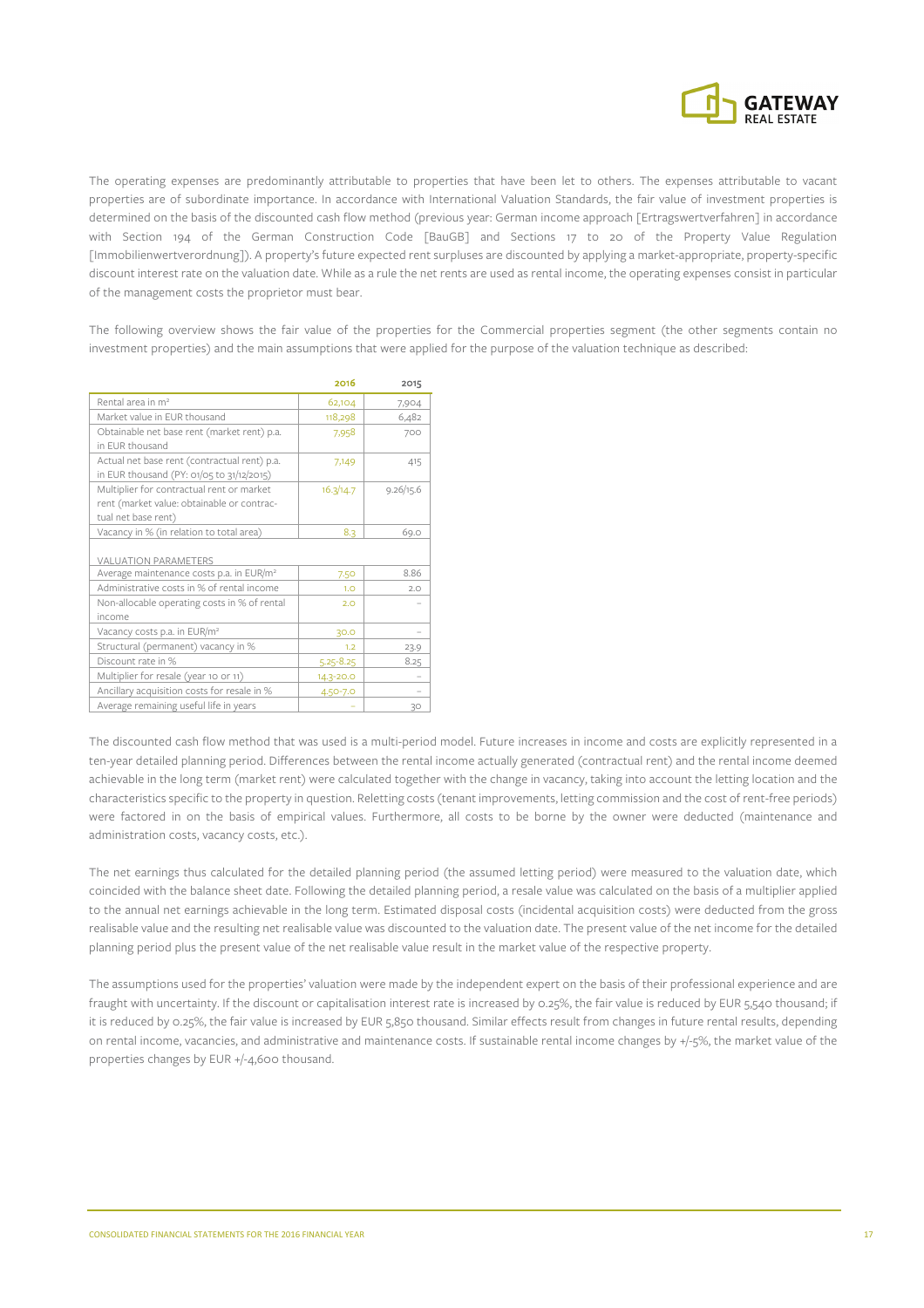The operating expenses are predominantly attributable to properties that have been let to others. The expenses attributable to vacant properties are of subordinate importance. In accordance with International Valuation Standards, the fair value of investment properties is determined on the basis of the discounted cash flow method (previous year: German income approach [Ertragswertverfahren] in accordance with Section 194 of the German Construction Code [BauGB] and Sections 17 to 20 of the Property Value Regulation [Immobilienwertverordnung]). A property's future expected rent surpluses are discounted by applying a market-appropriate, property-specific discount interest rate on the valuation date. While as a rule the net rents are used as rental income, the operating expenses consist in particular of the management costs the proprietor must bear.

The following overview shows the fair value of the properties for the Commercial properties segment (the other segments contain no investment properties) and the main assumptions that were applied for the purpose of the valuation technique as described:

| | 2016 | 2015 |
|---|---|---|
| Rental area in m² | 62,104 | 7,904 |
| Market value in EUR thousand | 118,298 | 6,482 |
| Obtainable net base rent (market rent) p.a. in EUR thousand | 7,958 | 700 |
| Actual net base rent (contractual rent) p.a. in EUR thousand (PY: 01/05 to 31/12/2015) | 7,149 | 415 |
| Multiplier for contractual rent or market rent (market value: obtainable or contractual net base rent) | 16.3/14.7 | 9.26/15.6 |
| Vacancy in % (in relation to total area) | 8.3 | 69.0 |
| VALUATION PARAMETERS | | |
| Average maintenance costs p.a. in EUR/m² | 7.50 | 8.86 |
| Administrative costs in % of rental income | 1.0 | 2.0 |
| Non-allocable operating costs in % of rental income | 2.0 | – |
| Vacancy costs p.a. in EUR/m² | 30.0 | – |
| Structural (permanent) vacancy in % | 1.2 | 23.9 |
| Discount rate in % | 5.25-8.25 | 8.25 |
| Multiplier for resale (year 10 or 11) | 14.3-20.0 | – |
| Ancillary acquisition costs for resale in % | 4.50-7.0 | – |
| Average remaining useful life in years | – | 30 |

The discounted cash flow method that was used is a multi-period model. Future increases in income and costs are explicitly represented in a ten-year detailed planning period. Differences between the rental income actually generated (contractual rent) and the rental income deemed achievable in the long term (market rent) were calculated together with the change in vacancy, taking into account the letting location and the characteristics specific to the property in question. Reletting costs (tenant improvements, letting commission and the cost of rent-free periods) were factored in on the basis of empirical values. Furthermore, all costs to be borne by the owner were deducted (maintenance and administration costs, vacancy costs, etc.).

The net earnings thus calculated for the detailed planning period (the assumed letting period) were measured to the valuation date, which coincided with the balance sheet date. Following the detailed planning period, a resale value was calculated on the basis of a multiplier applied to the annual net earnings achievable in the long term. Estimated disposal costs (incidental acquisition costs) were deducted from the gross realisable value and the resulting net realisable value was discounted to the valuation date. The present value of the net income for the detailed planning period plus the present value of the net realisable value result in the market value of the respective property.

The assumptions used for the properties' valuation were made by the independent expert on the basis of their professional experience and are fraught with uncertainty. If the discount or capitalisation interest rate is increased by 0.25%, the fair value is reduced by EUR 5,540 thousand; if it is reduced by 0.25%, the fair value is increased by EUR 5,850 thousand. Similar effects result from changes in future rental results, depending on rental income, vacancies, and administrative and maintenance costs. If sustainable rental income changes by +/-5%, the market value of the properties changes by EUR +/-4,600 thousand.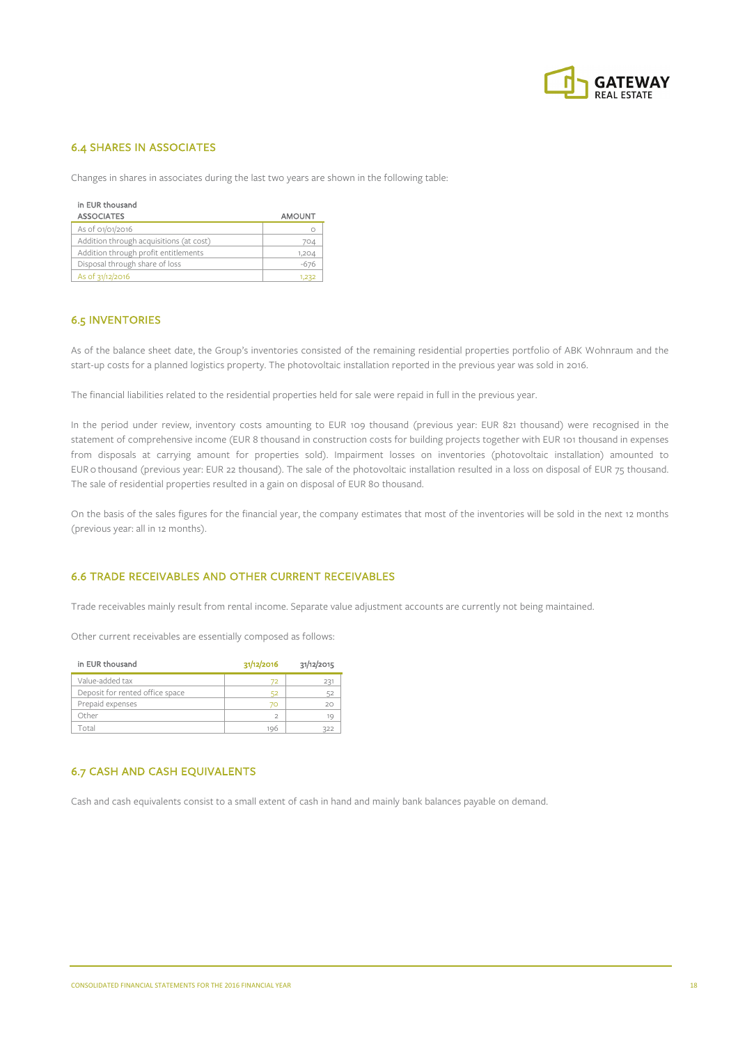## 6.4 SHARES IN ASSOCIATES

Changes in shares in associates during the last two years are shown in the following table:

| in EUR thousand<br>ASSOCIATES | AMOUNT |
|---|---|
| As of 01/01/2016 | 0 |
| Addition through acquisitions (at cost) | 704 |
| Addition through profit entitlements | 1,204 |
| Disposal through share of loss | -676 |
| As of 31/12/2016 | 1,232 |

## 6.5 INVENTORIES

As of the balance sheet date, the Group's inventories consisted of the remaining residential properties portfolio of ABK Wohnraum and the start-up costs for a planned logistics property. The photovoltaic installation reported in the previous year was sold in 2016.

The financial liabilities related to the residential properties held for sale were repaid in full in the previous year.

In the period under review, inventory costs amounting to EUR 109 thousand (previous year: EUR 821 thousand) were recognised in the statement of comprehensive income (EUR 8 thousand in construction costs for building projects together with EUR 101 thousand in expenses from disposals at carrying amount for properties sold). Impairment losses on inventories (photovoltaic installation) amounted to EUR 0 thousand (previous year: EUR 22 thousand). The sale of the photovoltaic installation resulted in a loss on disposal of EUR 75 thousand. The sale of residential properties resulted in a gain on disposal of EUR 80 thousand.

On the basis of the sales figures for the financial year, the company estimates that most of the inventories will be sold in the next 12 months (previous year: all in 12 months).

## 6.6 TRADE RECEIVABLES AND OTHER CURRENT RECEIVABLES

Trade receivables mainly result from rental income. Separate value adjustment accounts are currently not being maintained.

Other current receivables are essentially composed as follows:

| in EUR thousand | 31/12/2016 | 31/12/2015 |
|---|---|---|
| Value-added tax | 72 | 231 |
| Deposit for rented office space | 52 | 52 |
| Prepaid expenses | 70 | 20 |
| Other | 2 | 19 |
| Total | 196 | 322 |

## 6.7 CASH AND CASH EQUIVALENTS

Cash and cash equivalents consist to a small extent of cash in hand and mainly bank balances payable on demand.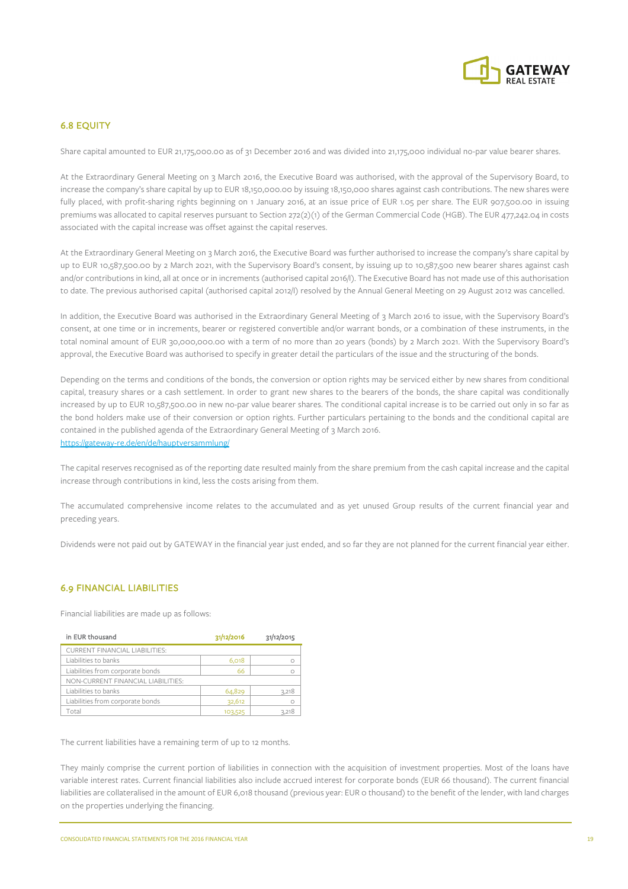## 6.8 EQUITY

Share capital amounted to EUR 21,175,000.00 as of 31 December 2016 and was divided into 21,175,000 individual no-par value bearer shares.

At the Extraordinary General Meeting on 3 March 2016, the Executive Board was authorised, with the approval of the Supervisory Board, to increase the company's share capital by up to EUR 18,150,000.00 by issuing 18,150,000 shares against cash contributions. The new shares were fully placed, with profit-sharing rights beginning on 1 January 2016, at an issue price of EUR 1.05 per share. The EUR 907,500.00 in issuing premiums was allocated to capital reserves pursuant to Section 272(2)(1) of the German Commercial Code (HGB). The EUR 477,242.04 in costs associated with the capital increase was offset against the capital reserves.

At the Extraordinary General Meeting on 3 March 2016, the Executive Board was further authorised to increase the company's share capital by up to EUR 10,587,500.00 by 2 March 2021, with the Supervisory Board's consent, by issuing up to 10,587,500 new bearer shares against cash and/or contributions in kind, all at once or in increments (authorised capital 2016/I). The Executive Board has not made use of this authorisation to date. The previous authorised capital (authorised capital 2012/I) resolved by the Annual General Meeting on 29 August 2012 was cancelled.

In addition, the Executive Board was authorised in the Extraordinary General Meeting of 3 March 2016 to issue, with the Supervisory Board's consent, at one time or in increments, bearer or registered convertible and/or warrant bonds, or a combination of these instruments, in the total nominal amount of EUR 30,000,000.00 with a term of no more than 20 years (bonds) by 2 March 2021. With the Supervisory Board's approval, the Executive Board was authorised to specify in greater detail the particulars of the issue and the structuring of the bonds.

Depending on the terms and conditions of the bonds, the conversion or option rights may be serviced either by new shares from conditional capital, treasury shares or a cash settlement. In order to grant new shares to the bearers of the bonds, the share capital was conditionally increased by up to EUR 10,587,500.00 in new no-par value bearer shares. The conditional capital increase is to be carried out only in so far as the bond holders make use of their conversion or option rights. Further particulars pertaining to the bonds and the conditional capital are contained in the published agenda of the Extraordinary General Meeting of 3 March 2016.
https://gateway-re.de/en/de/hauptversammlung/

The capital reserves recognised as of the reporting date resulted mainly from the share premium from the cash capital increase and the capital increase through contributions in kind, less the costs arising from them.

The accumulated comprehensive income relates to the accumulated and as yet unused Group results of the current financial year and preceding years.

Dividends were not paid out by GATEWAY in the financial year just ended, and so far they are not planned for the current financial year either.

## 6.9 FINANCIAL LIABILITIES

Financial liabilities are made up as follows:

| in EUR thousand | 31/12/2016 | 31/12/2015 |
|---|---|---|
| CURRENT FINANCIAL LIABILITIES: | | |
| Liabilities to banks | 6,018 | 0 |
| Liabilities from corporate bonds | 66 | 0 |
| NON-CURRENT FINANCIAL LIABILITIES: | | |
| Liabilities to banks | 64,829 | 3,218 |
| Liabilities from corporate bonds | 32,612 | 0 |
| Total | 103,525 | 3,218 |

The current liabilities have a remaining term of up to 12 months.

They mainly comprise the current portion of liabilities in connection with the acquisition of investment properties. Most of the loans have variable interest rates. Current financial liabilities also include accrued interest for corporate bonds (EUR 66 thousand). The current financial liabilities are collateralised in the amount of EUR 6,018 thousand (previous year: EUR 0 thousand) to the benefit of the lender, with land charges on the properties underlying the financing.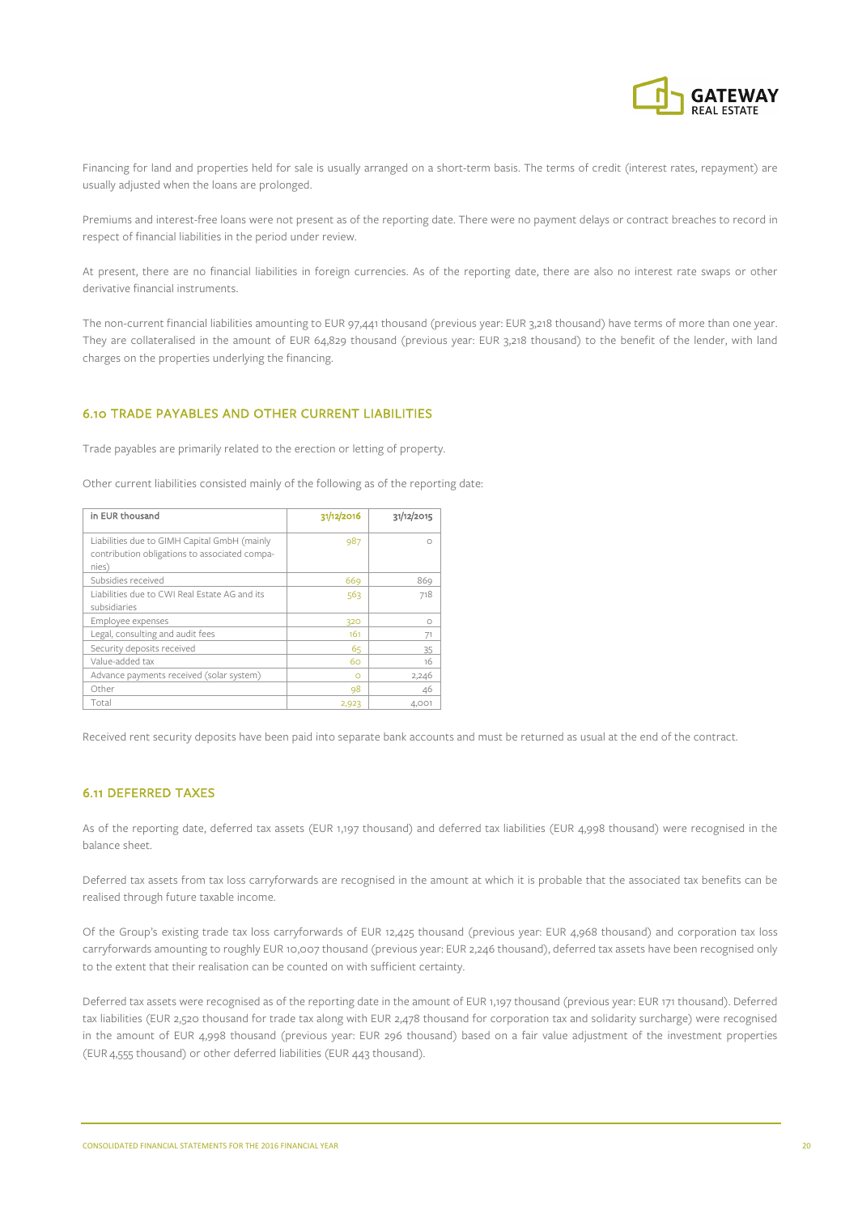Financing for land and properties held for sale is usually arranged on a short-term basis. The terms of credit (interest rates, repayment) are usually adjusted when the loans are prolonged.

Premiums and interest-free loans were not present as of the reporting date. There were no payment delays or contract breaches to record in respect of financial liabilities in the period under review.

At present, there are no financial liabilities in foreign currencies. As of the reporting date, there are also no interest rate swaps or other derivative financial instruments.

The non-current financial liabilities amounting to EUR 97,441 thousand (previous year: EUR 3,218 thousand) have terms of more than one year. They are collateralised in the amount of EUR 64,829 thousand (previous year: EUR 3,218 thousand) to the benefit of the lender, with land charges on the properties underlying the financing.

## 6.10 TRADE PAYABLES AND OTHER CURRENT LIABILITIES

Trade payables are primarily related to the erection or letting of property.

Other current liabilities consisted mainly of the following as of the reporting date:

| in EUR thousand | 31/12/2016 | 31/12/2015 |
|---|---|---|
| Liabilities due to GIMH Capital GmbH (mainly contribution obligations to associated companies) | 987 | 0 |
| Subsidies received | 669 | 869 |
| Liabilities due to CWI Real Estate AG and its subsidiaries | 563 | 718 |
| Employee expenses | 320 | 0 |
| Legal, consulting and audit fees | 161 | 71 |
| Security deposits received | 65 | 35 |
| Value-added tax | 60 | 16 |
| Advance payments received (solar system) | 0 | 2,246 |
| Other | 98 | 46 |
| Total | 2,923 | 4,001 |

Received rent security deposits have been paid into separate bank accounts and must be returned as usual at the end of the contract.

## 6.11 DEFERRED TAXES

As of the reporting date, deferred tax assets (EUR 1,197 thousand) and deferred tax liabilities (EUR 4,998 thousand) were recognised in the balance sheet.

Deferred tax assets from tax loss carryforwards are recognised in the amount at which it is probable that the associated tax benefits can be realised through future taxable income.

Of the Group's existing trade tax loss carryforwards of EUR 12,425 thousand (previous year: EUR 4,968 thousand) and corporation tax loss carryforwards amounting to roughly EUR 10,007 thousand (previous year: EUR 2,246 thousand), deferred tax assets have been recognised only to the extent that their realisation can be counted on with sufficient certainty.

Deferred tax assets were recognised as of the reporting date in the amount of EUR 1,197 thousand (previous year: EUR 171 thousand). Deferred tax liabilities (EUR 2,520 thousand for trade tax along with EUR 2,478 thousand for corporation tax and solidarity surcharge) were recognised in the amount of EUR 4,998 thousand (previous year: EUR 296 thousand) based on a fair value adjustment of the investment properties (EUR 4,555 thousand) or other deferred liabilities (EUR 443 thousand).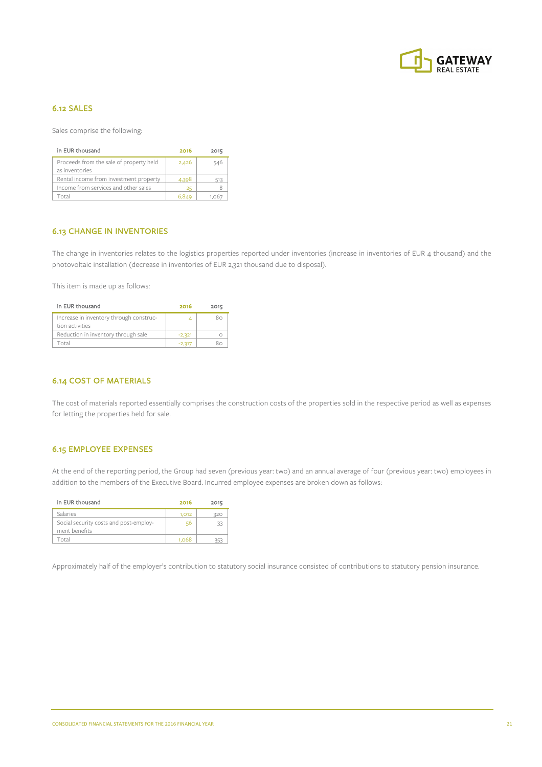## 6.12 SALES

Sales comprise the following:

| in EUR thousand | 2016 | 2015 |
|---|---|---|
| Proceeds from the sale of property held as inventories | 2,426 | 546 |
| Rental income from investment property | 4,398 | 513 |
| Income from services and other sales | 25 | 8 |
| Total | 6,849 | 1,067 |

## 6.13 CHANGE IN INVENTORIES

The change in inventories relates to the logistics properties reported under inventories (increase in inventories of EUR 4 thousand) and the photovoltaic installation (decrease in inventories of EUR 2,321 thousand due to disposal).

This item is made up as follows:

| in EUR thousand | 2016 | 2015 |
|---|---|---|
| Increase in inventory through construction activities | 4 | 80 |
| Reduction in inventory through sale | -2,321 | 0 |
| Total | -2,317 | 80 |

## 6.14 COST OF MATERIALS

The cost of materials reported essentially comprises the construction costs of the properties sold in the respective period as well as expenses for letting the properties held for sale.

## 6.15 EMPLOYEE EXPENSES

At the end of the reporting period, the Group had seven (previous year: two) and an annual average of four (previous year: two) employees in addition to the members of the Executive Board. Incurred employee expenses are broken down as follows:

| in EUR thousand | 2016 | 2015 |
|---|---|---|
| Salaries | 1,012 | 320 |
| Social security costs and post-employment benefits | 56 | 33 |
| Total | 1,068 | 353 |

Approximately half of the employer's contribution to statutory social insurance consisted of contributions to statutory pension insurance.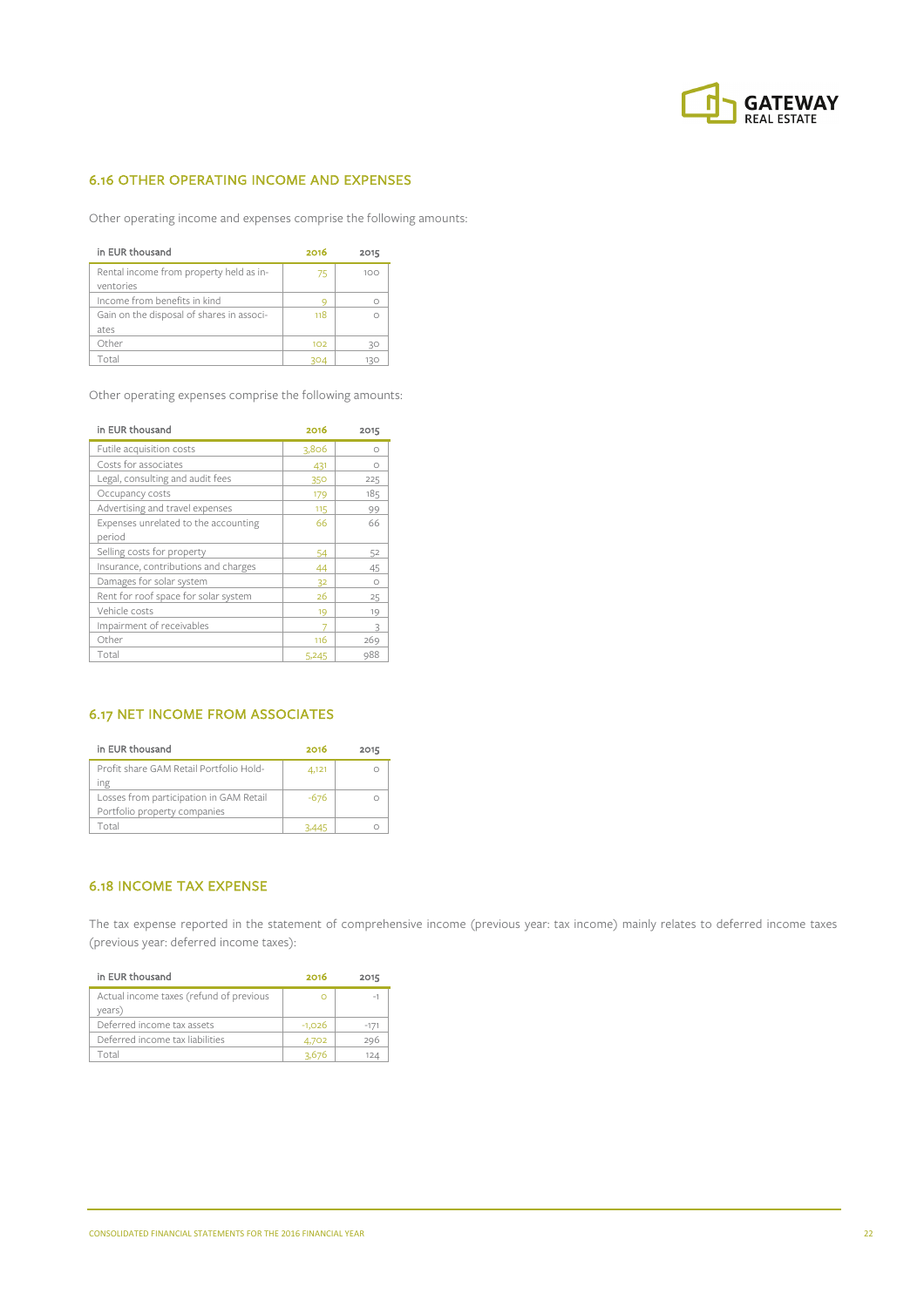## 6.16 OTHER OPERATING INCOME AND EXPENSES

Other operating income and expenses comprise the following amounts:

| in EUR thousand | 2016 | 2015 |
|---|---|---|
| Rental income from property held as inventories | 75 | 100 |
| Income from benefits in kind | 9 | 0 |
| Gain on the disposal of shares in associates | 118 | 0 |
| Other | 102 | 30 |
| Total | 304 | 130 |

Other operating expenses comprise the following amounts:

| in EUR thousand | 2016 | 2015 |
|---|---|---|
| Futile acquisition costs | 3,806 | 0 |
| Costs for associates | 431 | 0 |
| Legal, consulting and audit fees | 350 | 225 |
| Occupancy costs | 179 | 185 |
| Advertising and travel expenses | 115 | 99 |
| Expenses unrelated to the accounting period | 66 | 66 |
| Selling costs for property | 54 | 52 |
| Insurance, contributions and charges | 44 | 45 |
| Damages for solar system | 32 | 0 |
| Rent for roof space for solar system | 26 | 25 |
| Vehicle costs | 19 | 19 |
| Impairment of receivables | 7 | 3 |
| Other | 116 | 269 |
| Total | 5,245 | 988 |

## 6.17 NET INCOME FROM ASSOCIATES

| in EUR thousand | 2016 | 2015 |
|---|---|---|
| Profit share GAM Retail Portfolio Holding | 4,121 | 0 |
| Losses from participation in GAM Retail Portfolio property companies | -676 | 0 |
| Total | 3,445 | 0 |

## 6.18 INCOME TAX EXPENSE

The tax expense reported in the statement of comprehensive income (previous year: tax income) mainly relates to deferred income taxes (previous year: deferred income taxes):

| in EUR thousand | 2016 | 2015 |
|---|---|---|
| Actual income taxes (refund of previous years) | 0 | -1 |
| Deferred income tax assets | -1,026 | -171 |
| Deferred income tax liabilities | 4,702 | 296 |
| Total | 3,676 | 124 |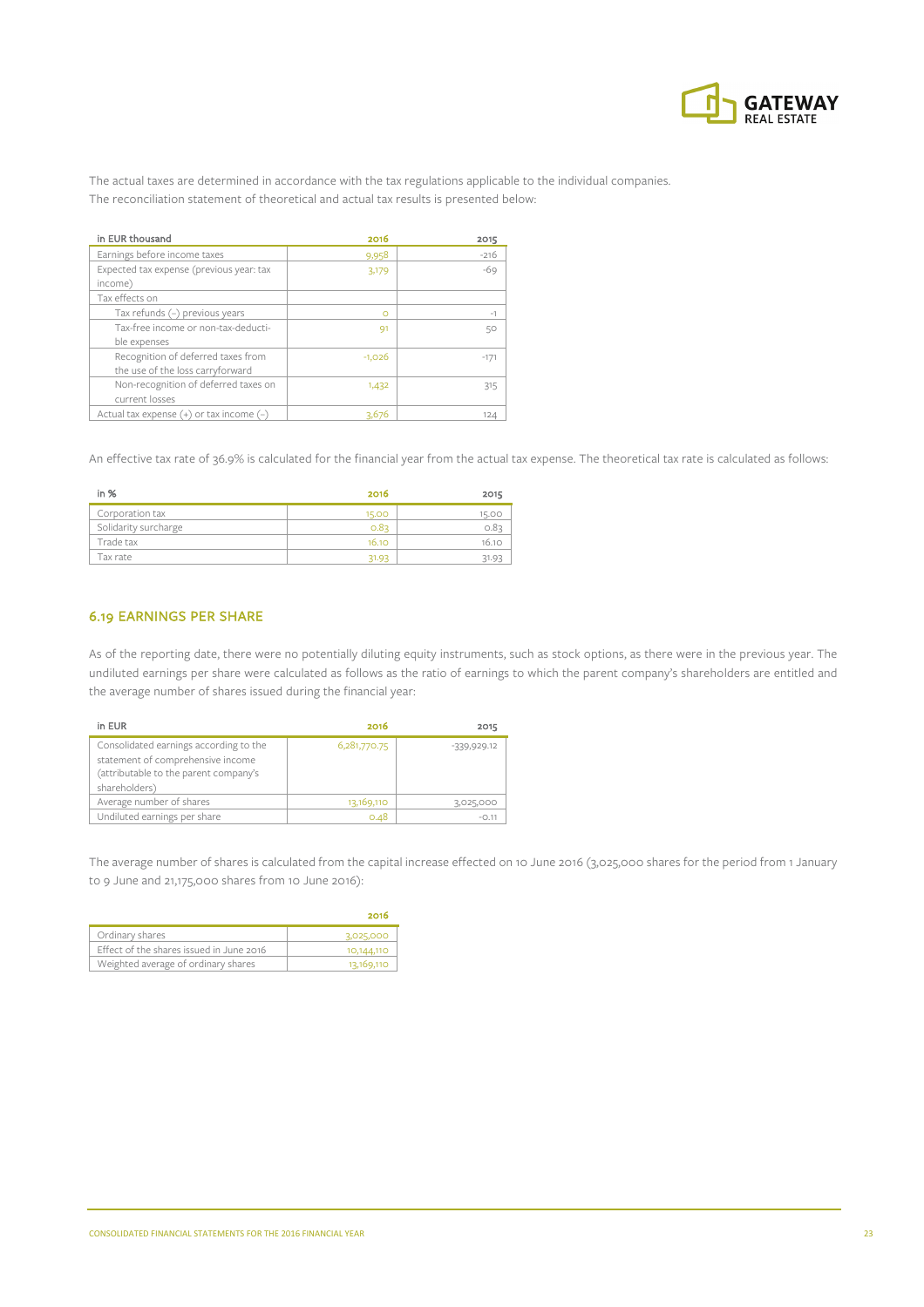The actual taxes are determined in accordance with the tax regulations applicable to the individual companies.
The reconciliation statement of theoretical and actual tax results is presented below:

| in EUR thousand | 2016 | 2015 |
|---|---|---|
| Earnings before income taxes | 9,958 | -216 |
| Expected tax expense (previous year: tax income) | 3,179 | -69 |
| Tax effects on | | |
| Tax refunds (-) previous years | 0 | -1 |
| Tax-free income or non-tax-deductible expenses | 91 | 50 |
| Recognition of deferred taxes from the use of the loss carryforward | -1,026 | -171 |
| Non-recognition of deferred taxes on current losses | 1,432 | 315 |
| Actual tax expense (+) or tax income (-) | 3,676 | 124 |

An effective tax rate of 36.9% is calculated for the financial year from the actual tax expense. The theoretical tax rate is calculated as follows:

| in % | 2016 | 2015 |
|---|---|---|
| Corporation tax | 15.00 | 15.00 |
| Solidarity surcharge | 0.83 | 0.83 |
| Trade tax | 16.10 | 16.10 |
| Tax rate | 31.93 | 31.93 |

## 6.19 EARNINGS PER SHARE

As of the reporting date, there were no potentially diluting equity instruments, such as stock options, as there were in the previous year. The undiluted earnings per share were calculated as follows as the ratio of earnings to which the parent company's shareholders are entitled and the average number of shares issued during the financial year:

| in EUR | 2016 | 2015 |
|---|---|---|
| Consolidated earnings according to the statement of comprehensive income (attributable to the parent company's shareholders) | 6,281,770.75 | -339,929.12 |
| Average number of shares | 13,169,110 | 3,025,000 |
| Undiluted earnings per share | 0.48 | -0.11 |

The average number of shares is calculated from the capital increase effected on 10 June 2016 (3,025,000 shares for the period from 1 January to 9 June and 21,175,000 shares from 10 June 2016):

| | 2016 |
|---|---|
| Ordinary shares | 3,025,000 |
| Effect of the shares issued in June 2016 | 10,144,110 |
| Weighted average of ordinary shares | 13,169,110 |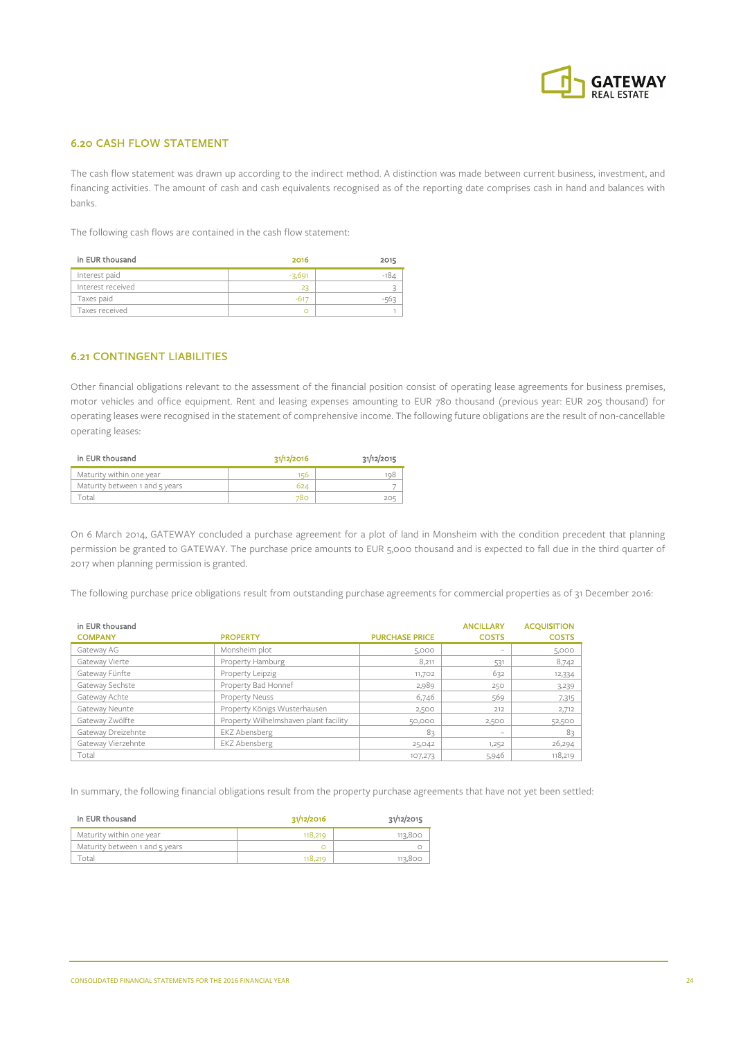## 6.20 CASH FLOW STATEMENT

The cash flow statement was drawn up according to the indirect method. A distinction was made between current business, investment, and financing activities. The amount of cash and cash equivalents recognised as of the reporting date comprises cash in hand and balances with banks.

The following cash flows are contained in the cash flow statement:

| in EUR thousand | 2016 | 2015 |
|---|---|---|
| Interest paid | -3,691 | -184 |
| Interest received | 23 | 3 |
| Taxes paid | -617 | -563 |
| Taxes received | 0 | 1 |

## 6.21 CONTINGENT LIABILITIES

Other financial obligations relevant to the assessment of the financial position consist of operating lease agreements for business premises, motor vehicles and office equipment. Rent and leasing expenses amounting to EUR 780 thousand (previous year: EUR 205 thousand) for operating leases were recognised in the statement of comprehensive income. The following future obligations are the result of non-cancellable operating leases:

| in EUR thousand | 31/12/2016 | 31/12/2015 |
|---|---|---|
| Maturity within one year | 156 | 198 |
| Maturity between 1 and 5 years | 624 | 7 |
| Total | 780 | 205 |

On 6 March 2014, GATEWAY concluded a purchase agreement for a plot of land in Monsheim with the condition precedent that planning permission be granted to GATEWAY. The purchase price amounts to EUR 5,000 thousand and is expected to fall due in the third quarter of 2017 when planning permission is granted.

The following purchase price obligations result from outstanding purchase agreements for commercial properties as of 31 December 2016:

| in EUR thousand<br>COMPANY | PROPERTY | PURCHASE PRICE | ANCILLARY COSTS | ACQUISITION COSTS |
|---|---|---|---|---|
| Gateway AG | Monsheim plot | 5,000 | – | 5,000 |
| Gateway Vierte | Property Hamburg | 8,211 | 531 | 8,742 |
| Gateway Fünfte | Property Leipzig | 11,702 | 632 | 12,334 |
| Gateway Sechste | Property Bad Honnef | 2,989 | 250 | 3,239 |
| Gateway Achte | Property Neuss | 6,746 | 569 | 7,315 |
| Gateway Neunte | Property Königs Wusterhausen | 2,500 | 212 | 2,712 |
| Gateway Zwölfte | Property Wilhelmshaven plant facility | 50,000 | 2,500 | 52,500 |
| Gateway Dreizehnte | EKZ Abensberg | 83 | – | 83 |
| Gateway Vierzehnte | EKZ Abensberg | 25,042 | 1,252 | 26,294 |
| Total | | 107,273 | 5,946 | 118,219 |

In summary, the following financial obligations result from the property purchase agreements that have not yet been settled:

| in EUR thousand | 31/12/2016 | 31/12/2015 |
|---|---|---|
| Maturity within one year | 118,219 | 113,800 |
| Maturity between 1 and 5 years | 0 | 0 |
| Total | 118,219 | 113,800 |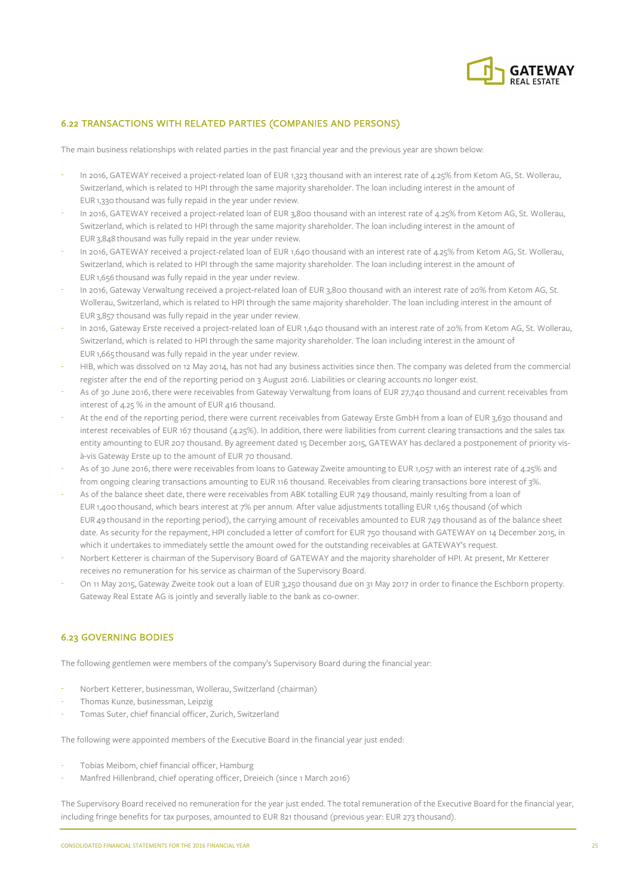## 6.22 TRANSACTIONS WITH RELATED PARTIES (COMPANIES AND PERSONS)

The main business relationships with related parties in the past financial year and the previous year are shown below:

- In 2016, GATEWAY received a project-related loan of EUR 1,323 thousand with an interest rate of 4.25% from Ketom AG, St. Wollerau, Switzerland, which is related to HPI through the same majority shareholder. The loan including interest in the amount of EUR 1,330 thousand was fully repaid in the year under review.
- In 2016, GATEWAY received a project-related loan of EUR 3,800 thousand with an interest rate of 4.25% from Ketom AG, St. Wollerau, Switzerland, which is related to HPI through the same majority shareholder. The loan including interest in the amount of EUR 3,848 thousand was fully repaid in the year under review.
- In 2016, GATEWAY received a project-related loan of EUR 1,640 thousand with an interest rate of 4.25% from Ketom AG, St. Wollerau, Switzerland, which is related to HPI through the same majority shareholder. The loan including interest in the amount of EUR 1,656 thousand was fully repaid in the year under review.
- In 2016, Gateway Verwaltung received a project-related loan of EUR 3,800 thousand with an interest rate of 20% from Ketom AG, St. Wollerau, Switzerland, which is related to HPI through the same majority shareholder. The loan including interest in the amount of EUR 3,857 thousand was fully repaid in the year under review.
- In 2016, Gateway Erste received a project-related loan of EUR 1,640 thousand with an interest rate of 20% from Ketom AG, St. Wollerau, Switzerland, which is related to HPI through the same majority shareholder. The loan including interest in the amount of EUR 1,665 thousand was fully repaid in the year under review.
- HIB, which was dissolved on 12 May 2014, has not had any business activities since then. The company was deleted from the commercial register after the end of the reporting period on 3 August 2016. Liabilities or clearing accounts no longer exist.
- As of 30 June 2016, there were receivables from Gateway Verwaltung from loans of EUR 27,740 thousand and current receivables from interest of 4.25 % in the amount of EUR 416 thousand.
- At the end of the reporting period, there were current receivables from Gateway Erste GmbH from a loan of EUR 3,630 thousand and interest receivables of EUR 167 thousand (4.25%). In addition, there were liabilities from current clearing transactions and the sales tax entity amounting to EUR 207 thousand. By agreement dated 15 December 2015, GATEWAY has declared a postponement of priority vis-à-vis Gateway Erste up to the amount of EUR 70 thousand.
- As of 30 June 2016, there were receivables from loans to Gateway Zweite amounting to EUR 1,057 with an interest rate of 4.25% and from ongoing clearing transactions amounting to EUR 116 thousand. Receivables from clearing transactions bore interest of 3%.
- As of the balance sheet date, there were receivables from ABK totalling EUR 749 thousand, mainly resulting from a loan of EUR 1,400 thousand, which bears interest at 7% per annum. After value adjustments totalling EUR 1,165 thousand (of which EUR 49 thousand in the reporting period), the carrying amount of receivables amounted to EUR 749 thousand as of the balance sheet date. As security for the repayment, HPI concluded a letter of comfort for EUR 750 thousand with GATEWAY on 14 December 2015, in which it undertakes to immediately settle the amount owed for the outstanding receivables at GATEWAY's request.
- Norbert Ketterer is chairman of the Supervisory Board of GATEWAY and the majority shareholder of HPI. At present, Mr Ketterer receives no remuneration for his service as chairman of the Supervisory Board.
- On 11 May 2015, Gateway Zweite took out a loan of EUR 3,250 thousand due on 31 May 2017 in order to finance the Eschborn property. Gateway Real Estate AG is jointly and severally liable to the bank as co-owner.

## 6.23 GOVERNING BODIES

The following gentlemen were members of the company's Supervisory Board during the financial year:

- Norbert Ketterer, businessman, Wollerau, Switzerland (chairman)
- Thomas Kunze, businessman, Leipzig
- Tomas Suter, chief financial officer, Zurich, Switzerland

The following were appointed members of the Executive Board in the financial year just ended:

- Tobias Meibom, chief financial officer, Hamburg
- Manfred Hillenbrand, chief operating officer, Dreieich (since 1 March 2016)

The Supervisory Board received no remuneration for the year just ended. The total remuneration of the Executive Board for the financial year, including fringe benefits for tax purposes, amounted to EUR 821 thousand (previous year: EUR 273 thousand).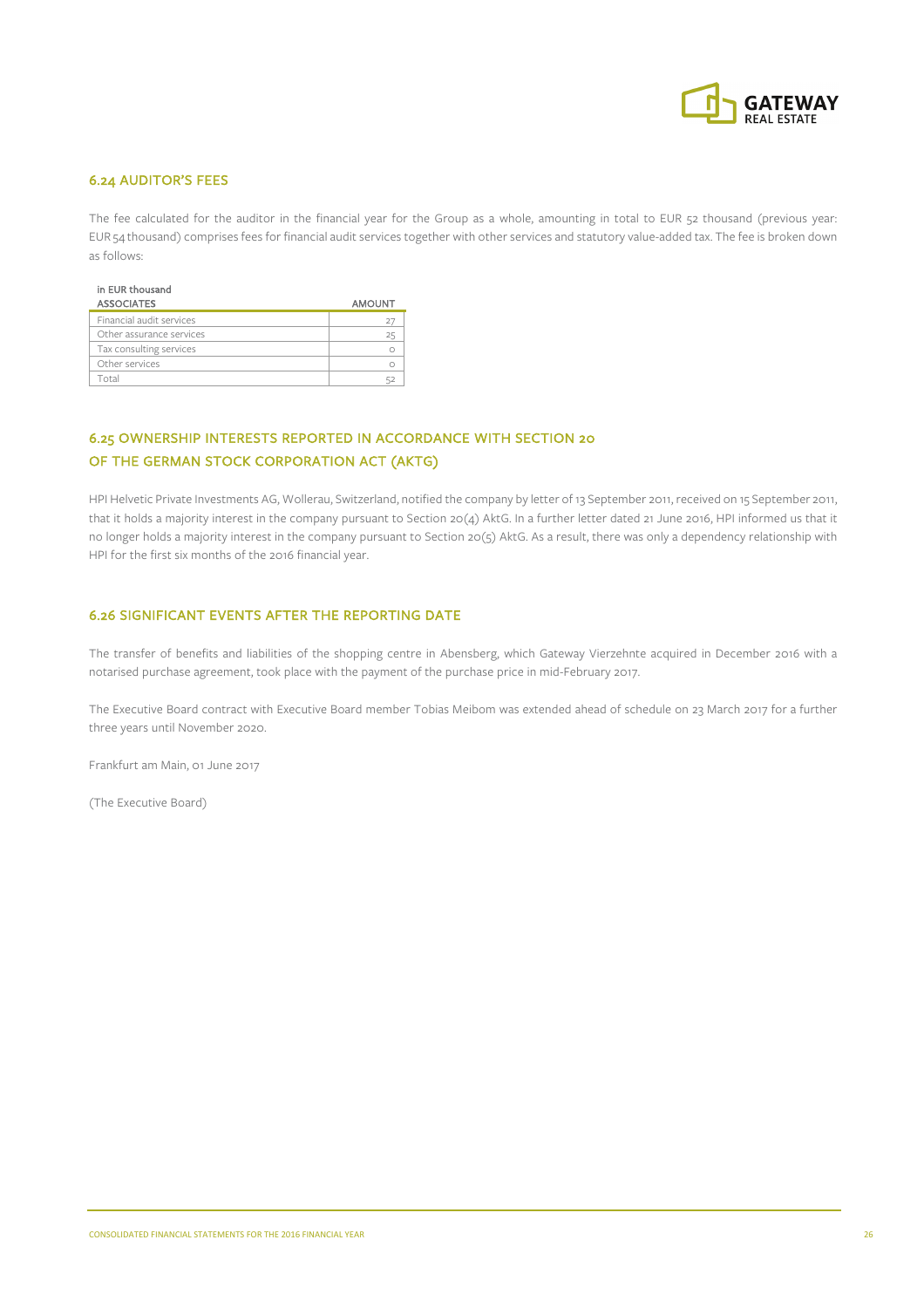## 6.24 AUDITOR'S FEES

The fee calculated for the auditor in the financial year for the Group as a whole, amounting in total to EUR 52 thousand (previous year: EUR 54 thousand) comprises fees for financial audit services together with other services and statutory value-added tax. The fee is broken down as follows:

in EUR thousand

| ASSOCIATES | AMOUNT |
|---|---|
| Financial audit services | 27 |
| Other assurance services | 25 |
| Tax consulting services | 0 |
| Other services | 0 |
| Total | 52 |

## 6.25 OWNERSHIP INTERESTS REPORTED IN ACCORDANCE WITH SECTION 20 OF THE GERMAN STOCK CORPORATION ACT (AKTG)

HPI Helvetic Private Investments AG, Wollerau, Switzerland, notified the company by letter of 13 September 2011, received on 15 September 2011, that it holds a majority interest in the company pursuant to Section 20(4) AktG. In a further letter dated 21 June 2016, HPI informed us that it no longer holds a majority interest in the company pursuant to Section 20(5) AktG. As a result, there was only a dependency relationship with HPI for the first six months of the 2016 financial year.

## 6.26 SIGNIFICANT EVENTS AFTER THE REPORTING DATE

The transfer of benefits and liabilities of the shopping centre in Abensberg, which Gateway Vierzehnte acquired in December 2016 with a notarised purchase agreement, took place with the payment of the purchase price in mid-February 2017.

The Executive Board contract with Executive Board member Tobias Meibom was extended ahead of schedule on 23 March 2017 for a further three years until November 2020.

Frankfurt am Main, 01 June 2017

(The Executive Board)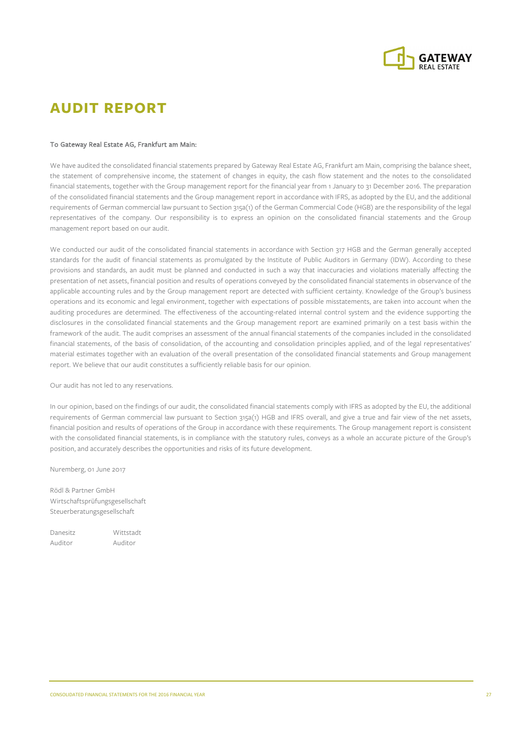# AUDIT REPORT

To Gateway Real Estate AG, Frankfurt am Main:

We have audited the consolidated financial statements prepared by Gateway Real Estate AG, Frankfurt am Main, comprising the balance sheet, the statement of comprehensive income, the statement of changes in equity, the cash flow statement and the notes to the consolidated financial statements, together with the Group management report for the financial year from 1 January to 31 December 2016. The preparation of the consolidated financial statements and the Group management report in accordance with IFRS, as adopted by the EU, and the additional requirements of German commercial law pursuant to Section 315a(1) of the German Commercial Code (HGB) are the responsibility of the legal representatives of the company. Our responsibility is to express an opinion on the consolidated financial statements and the Group management report based on our audit.

We conducted our audit of the consolidated financial statements in accordance with Section 317 HGB and the German generally accepted standards for the audit of financial statements as promulgated by the Institute of Public Auditors in Germany (IDW). According to these provisions and standards, an audit must be planned and conducted in such a way that inaccuracies and violations materially affecting the presentation of net assets, financial position and results of operations conveyed by the consolidated financial statements in observance of the applicable accounting rules and by the Group management report are detected with sufficient certainty. Knowledge of the Group's business operations and its economic and legal environment, together with expectations of possible misstatements, are taken into account when the auditing procedures are determined. The effectiveness of the accounting-related internal control system and the evidence supporting the disclosures in the consolidated financial statements and the Group management report are examined primarily on a test basis within the framework of the audit. The audit comprises an assessment of the annual financial statements of the companies included in the consolidated financial statements, of the basis of consolidation, of the accounting and consolidation principles applied, and of the legal representatives' material estimates together with an evaluation of the overall presentation of the consolidated financial statements and Group management report. We believe that our audit constitutes a sufficiently reliable basis for our opinion.

Our audit has not led to any reservations.

In our opinion, based on the findings of our audit, the consolidated financial statements comply with IFRS as adopted by the EU, the additional requirements of German commercial law pursuant to Section 315a(1) HGB and IFRS overall, and give a true and fair view of the net assets, financial position and results of operations of the Group in accordance with these requirements. The Group management report is consistent with the consolidated financial statements, is in compliance with the statutory rules, conveys as a whole an accurate picture of the Group's position, and accurately describes the opportunities and risks of its future development.

Nuremberg, 01 June 2017

Rödl & Partner GmbH
Wirtschaftsprüfungsgesellschaft
Steuerberatungsgesellschaft

| Danesitz | Wittstadt |
|---|---|
| Auditor | Auditor |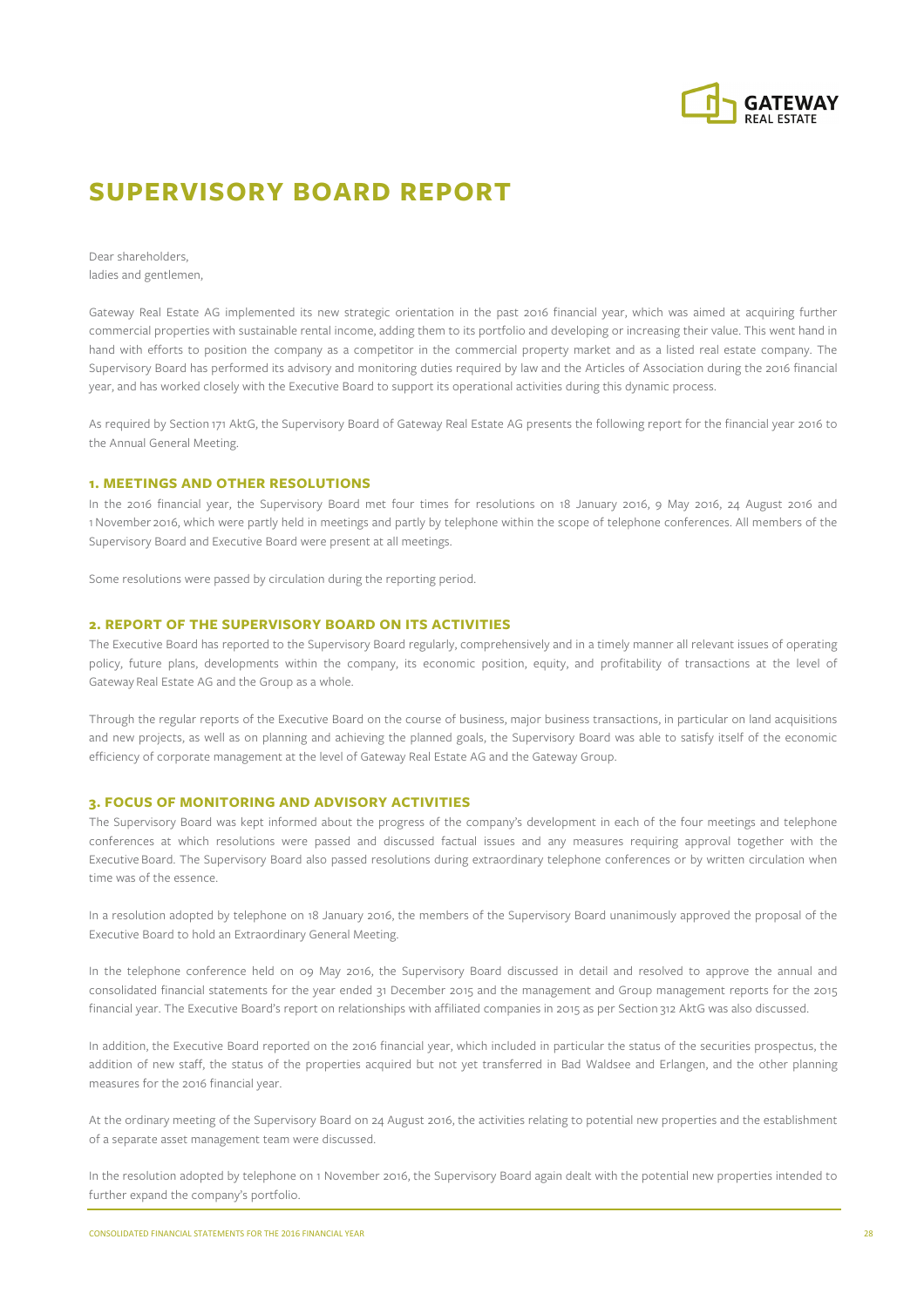# SUPERVISORY BOARD REPORT

Dear shareholders,
ladies and gentlemen,

Gateway Real Estate AG implemented its new strategic orientation in the past 2016 financial year, which was aimed at acquiring further commercial properties with sustainable rental income, adding them to its portfolio and developing or increasing their value. This went hand in hand with efforts to position the company as a competitor in the commercial property market and as a listed real estate company. The Supervisory Board has performed its advisory and monitoring duties required by law and the Articles of Association during the 2016 financial year, and has worked closely with the Executive Board to support its operational activities during this dynamic process.

As required by Section 171 AktG, the Supervisory Board of Gateway Real Estate AG presents the following report for the financial year 2016 to the Annual General Meeting.

## 1. MEETINGS AND OTHER RESOLUTIONS

In the 2016 financial year, the Supervisory Board met four times for resolutions on 18 January 2016, 9 May 2016, 24 August 2016 and 1 November 2016, which were partly held in meetings and partly by telephone within the scope of telephone conferences. All members of the Supervisory Board and Executive Board were present at all meetings.

Some resolutions were passed by circulation during the reporting period.

## 2. REPORT OF THE SUPERVISORY BOARD ON ITS ACTIVITIES

The Executive Board has reported to the Supervisory Board regularly, comprehensively and in a timely manner all relevant issues of operating policy, future plans, developments within the company, its economic position, equity, and profitability of transactions at the level of Gateway Real Estate AG and the Group as a whole.

Through the regular reports of the Executive Board on the course of business, major business transactions, in particular on land acquisitions and new projects, as well as on planning and achieving the planned goals, the Supervisory Board was able to satisfy itself of the economic efficiency of corporate management at the level of Gateway Real Estate AG and the Gateway Group.

## 3. FOCUS OF MONITORING AND ADVISORY ACTIVITIES

The Supervisory Board was kept informed about the progress of the company's development in each of the four meetings and telephone conferences at which resolutions were passed and discussed factual issues and any measures requiring approval together with the Executive Board. The Supervisory Board also passed resolutions during extraordinary telephone conferences or by written circulation when time was of the essence.

In a resolution adopted by telephone on 18 January 2016, the members of the Supervisory Board unanimously approved the proposal of the Executive Board to hold an Extraordinary General Meeting.

In the telephone conference held on 09 May 2016, the Supervisory Board discussed in detail and resolved to approve the annual and consolidated financial statements for the year ended 31 December 2015 and the management and Group management reports for the 2015 financial year. The Executive Board's report on relationships with affiliated companies in 2015 as per Section 312 AktG was also discussed.

In addition, the Executive Board reported on the 2016 financial year, which included in particular the status of the securities prospectus, the addition of new staff, the status of the properties acquired but not yet transferred in Bad Waldsee and Erlangen, and the other planning measures for the 2016 financial year.

At the ordinary meeting of the Supervisory Board on 24 August 2016, the activities relating to potential new properties and the establishment of a separate asset management team were discussed.

In the resolution adopted by telephone on 1 November 2016, the Supervisory Board again dealt with the potential new properties intended to further expand the company's portfolio.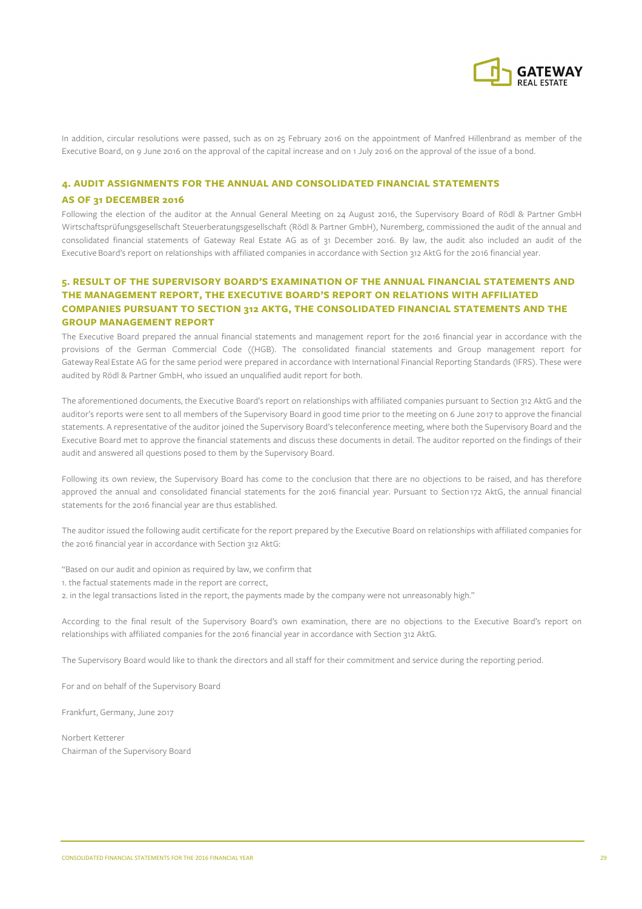In addition, circular resolutions were passed, such as on 25 February 2016 on the appointment of Manfred Hillenbrand as member of the Executive Board, on 9 June 2016 on the approval of the capital increase and on 1 July 2016 on the approval of the issue of a bond.

## 4. AUDIT ASSIGNMENTS FOR THE ANNUAL AND CONSOLIDATED FINANCIAL STATEMENTS AS OF 31 DECEMBER 2016

Following the election of the auditor at the Annual General Meeting on 24 August 2016, the Supervisory Board of Rödl & Partner GmbH Wirtschaftsprüfungsgesellschaft Steuerberatungsgesellschaft (Rödl & Partner GmbH), Nuremberg, commissioned the audit of the annual and consolidated financial statements of Gateway Real Estate AG as of 31 December 2016. By law, the audit also included an audit of the Executive Board's report on relationships with affiliated companies in accordance with Section 312 AktG for the 2016 financial year.

## 5. RESULT OF THE SUPERVISORY BOARD'S EXAMINATION OF THE ANNUAL FINANCIAL STATEMENTS AND THE MANAGEMENT REPORT, THE EXECUTIVE BOARD'S REPORT ON RELATIONS WITH AFFILIATED COMPANIES PURSUANT TO SECTION 312 AKTG, THE CONSOLIDATED FINANCIAL STATEMENTS AND THE GROUP MANAGEMENT REPORT

The Executive Board prepared the annual financial statements and management report for the 2016 financial year in accordance with the provisions of the German Commercial Code ((HGB). The consolidated financial statements and Group management report for Gateway Real Estate AG for the same period were prepared in accordance with International Financial Reporting Standards (IFRS). These were audited by Rödl & Partner GmbH, who issued an unqualified audit report for both.

The aforementioned documents, the Executive Board's report on relationships with affiliated companies pursuant to Section 312 AktG and the auditor's reports were sent to all members of the Supervisory Board in good time prior to the meeting on 6 June 2017 to approve the financial statements. A representative of the auditor joined the Supervisory Board's teleconference meeting, where both the Supervisory Board and the Executive Board met to approve the financial statements and discuss these documents in detail. The auditor reported on the findings of their audit and answered all questions posed to them by the Supervisory Board.

Following its own review, the Supervisory Board has come to the conclusion that there are no objections to be raised, and has therefore approved the annual and consolidated financial statements for the 2016 financial year. Pursuant to Section 172 AktG, the annual financial statements for the 2016 financial year are thus established.

The auditor issued the following audit certificate for the report prepared by the Executive Board on relationships with affiliated companies for the 2016 financial year in accordance with Section 312 AktG:

"Based on our audit and opinion as required by law, we confirm that
1. the factual statements made in the report are correct,
2. in the legal transactions listed in the report, the payments made by the company were not unreasonably high."

According to the final result of the Supervisory Board's own examination, there are no objections to the Executive Board's report on relationships with affiliated companies for the 2016 financial year in accordance with Section 312 AktG.

The Supervisory Board would like to thank the directors and all staff for their commitment and service during the reporting period.

For and on behalf of the Supervisory Board

Frankfurt, Germany, June 2017

Norbert Ketterer
Chairman of the Supervisory Board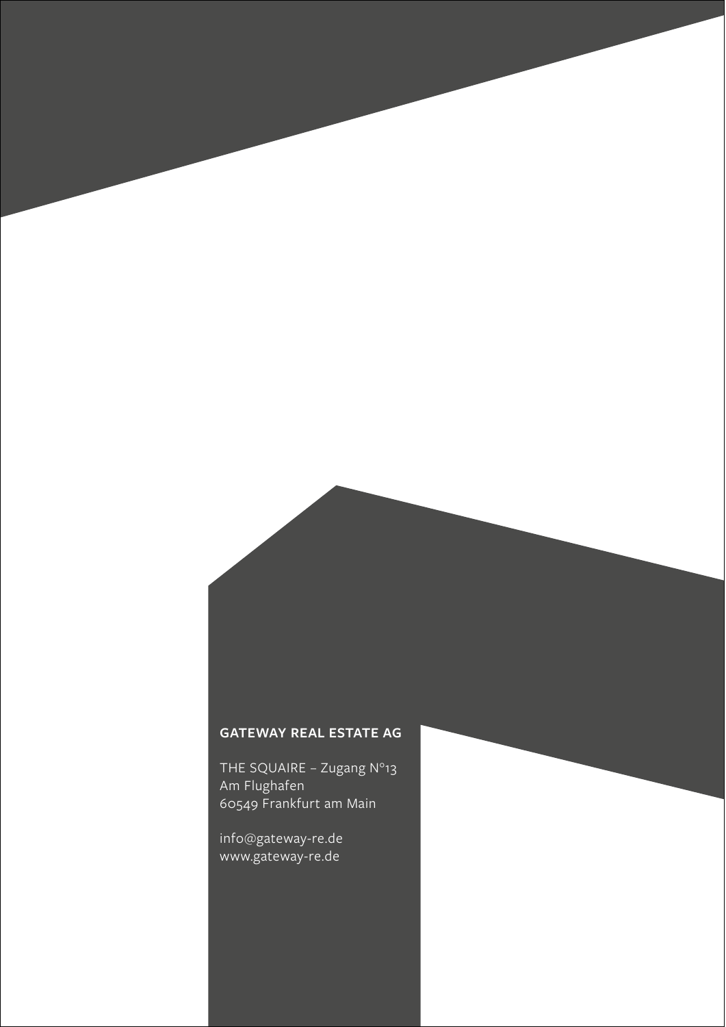**GATEWAY REAL ESTATE AG**

THE SQUAIRE – Zugang N°13
Am Flughafen
60549 Frankfurt am Main

info@gateway-re.de
www.gateway-re.de